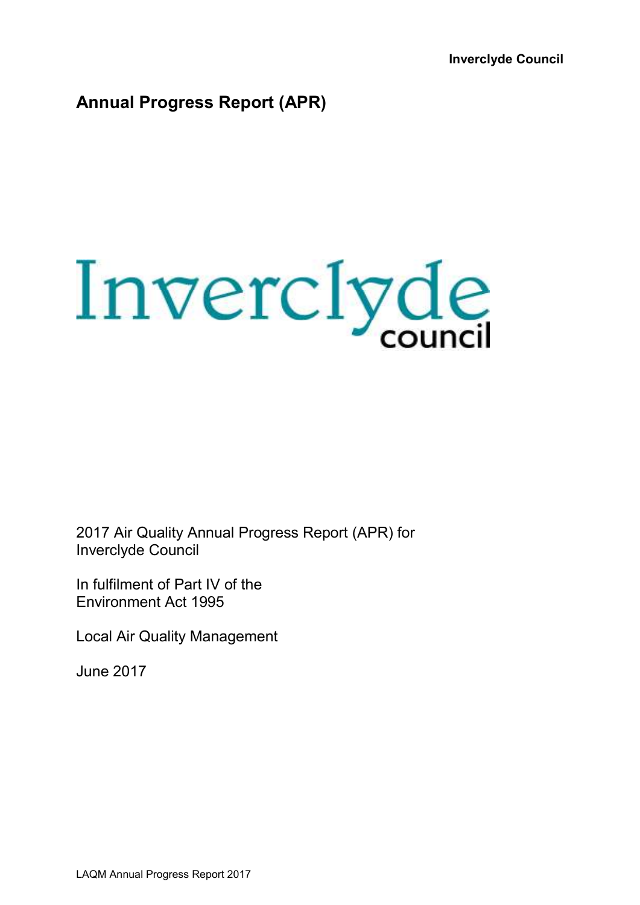Inverclyde Council

# Annual Progress Report (APR)

Inverclyde council

2017 Air Quality Annual Progress Report (APR) for Inverclyde Council

In fulfilment of Part IV of the Environment Act 1995

Local Air Quality Management

June 2017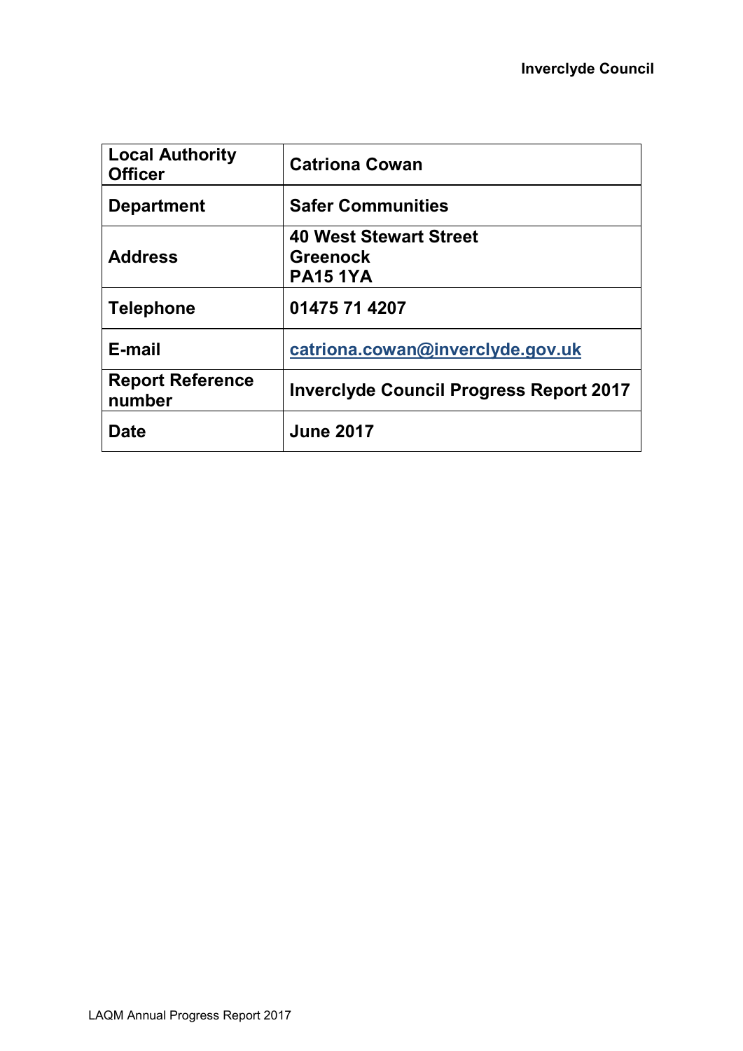| **Local Authority Officer** | **Catriona Cowan** |
| --- | --- |
| **Department** | **Safer Communities** |
| **Address** | **40 West Stewart Street Greenock PA15 1YA** |
| **Telephone** | **01475 71 4207** |
| **E-mail** | **catriona.cowan@inverclyde.gov.uk** |
| **Report Reference number** | **Inverclyde Council Progress Report 2017** |
| **Date** | **June 2017** |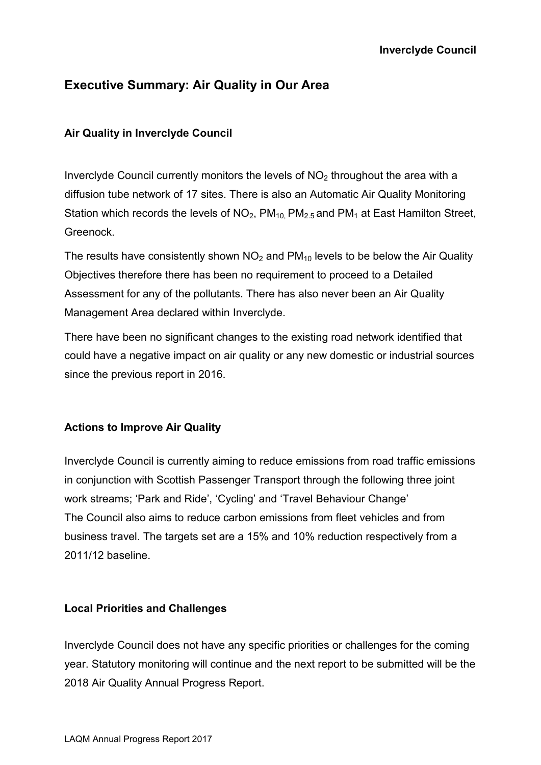## Executive Summary: Air Quality in Our Area

### Air Quality in Inverclyde Council

Inverclyde Council currently monitors the levels of $NO_2$ throughout the area with a diffusion tube network of 17 sites. There is also an Automatic Air Quality Monitoring Station which records the levels of $NO_2$, $PM_{10}$, $PM_{2.5}$ and $PM_1$ at East Hamilton Street, Greenock.

The results have consistently shown $NO_2$ and $PM_{10}$ levels to be below the Air Quality Objectives therefore there has been no requirement to proceed to a Detailed Assessment for any of the pollutants. There has also never been an Air Quality Management Area declared within Inverclyde.

There have been no significant changes to the existing road network identified that could have a negative impact on air quality or any new domestic or industrial sources since the previous report in 2016.

### Actions to Improve Air Quality

Inverclyde Council is currently aiming to reduce emissions from road traffic emissions in conjunction with Scottish Passenger Transport through the following three joint work streams; 'Park and Ride', 'Cycling' and 'Travel Behaviour Change'
The Council also aims to reduce carbon emissions from fleet vehicles and from business travel. The targets set are a 15% and 10% reduction respectively from a 2011/12 baseline.

### Local Priorities and Challenges

Inverclyde Council does not have any specific priorities or challenges for the coming year. Statutory monitoring will continue and the next report to be submitted will be the 2018 Air Quality Annual Progress Report.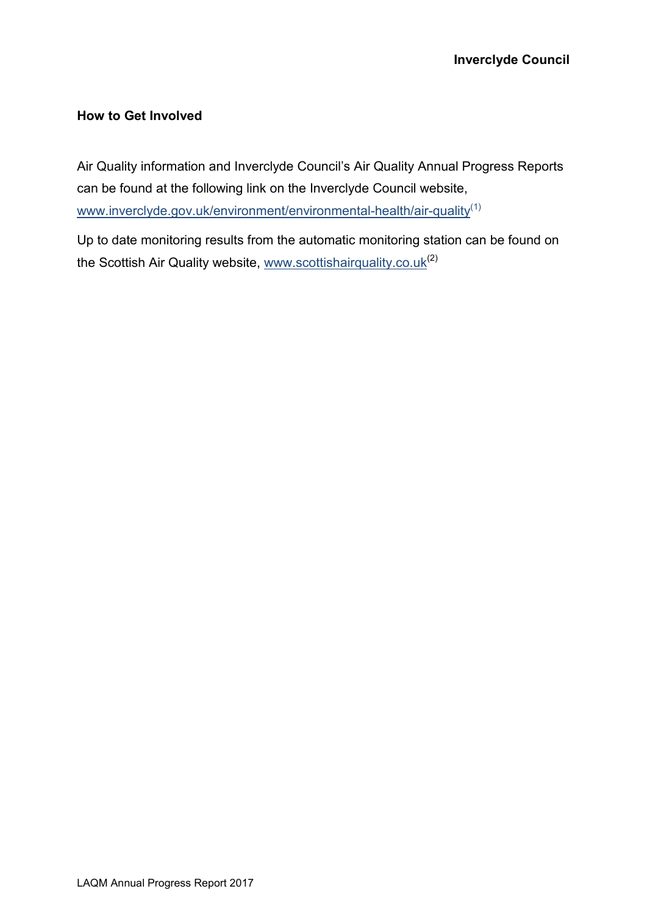## How to Get Involved

Air Quality information and Inverclyde Council's Air Quality Annual Progress Reports can be found at the following link on the Inverclyde Council website, www.inverclyde.gov.uk/environment/environmental-health/air-quality[(1)]

Up to date monitoring results from the automatic monitoring station can be found on the Scottish Air Quality website, www.scottishairquality.co.uk[(2)]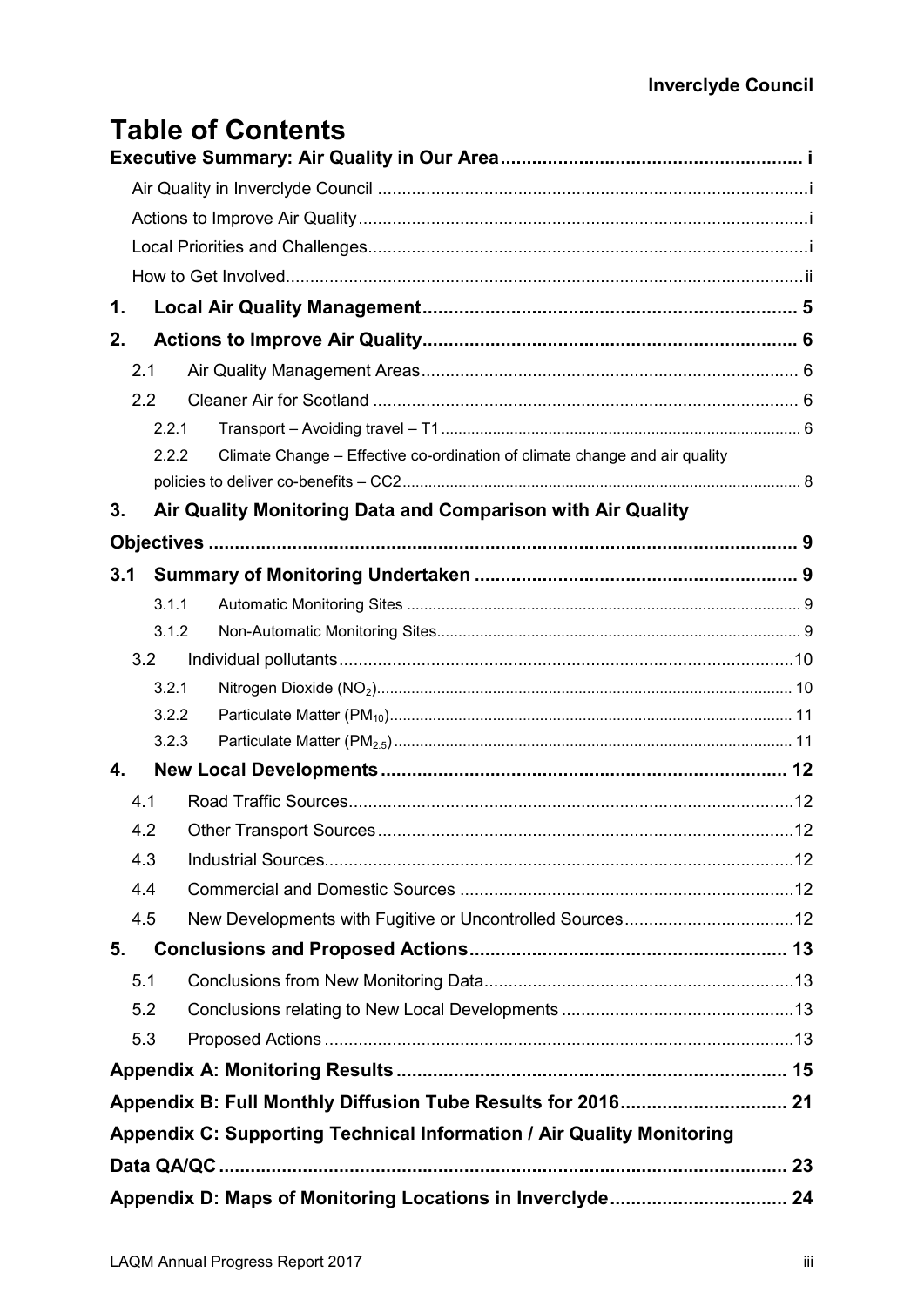# Table of Contents

**Executive Summary: Air Quality in Our Area** ..... i

- Air Quality in Inverclyde Council ..... i
- Actions to Improve Air Quality ..... i
- Local Priorities and Challenges ..... i
- How to Get Involved ..... ii

**1. Local Air Quality Management** ..... 5

**2. Actions to Improve Air Quality** ..... 6

- 2.1 Air Quality Management Areas ..... 6
- 2.2 Cleaner Air for Scotland ..... 6
  - 2.2.1 Transport – Avoiding travel – T1 ..... 6
  - 2.2.2 Climate Change – Effective co-ordination of climate change and air quality policies to deliver co-benefits – CC2 ..... 8

**3. Air Quality Monitoring Data and Comparison with Air Quality Objectives** ..... 9

**3.1 Summary of Monitoring Undertaken** ..... 9

- 3.1.1 Automatic Monitoring Sites ..... 9
- 3.1.2 Non-Automatic Monitoring Sites ..... 9
- 3.2 Individual pollutants ..... 10
  - 3.2.1 Nitrogen Dioxide ($NO_2$) ..... 10
  - 3.2.2 Particulate Matter ($PM_{10}$) ..... 11
  - 3.2.3 Particulate Matter ($PM_{2.5}$) ..... 11

**4. New Local Developments** ..... 12

- 4.1 Road Traffic Sources ..... 12
- 4.2 Other Transport Sources ..... 12
- 4.3 Industrial Sources ..... 12
- 4.4 Commercial and Domestic Sources ..... 12
- 4.5 New Developments with Fugitive or Uncontrolled Sources ..... 12

**5. Conclusions and Proposed Actions** ..... 13

- 5.1 Conclusions from New Monitoring Data ..... 13
- 5.2 Conclusions relating to New Local Developments ..... 13
- 5.3 Proposed Actions ..... 13

**Appendix A: Monitoring Results** ..... 15

**Appendix B: Full Monthly Diffusion Tube Results for 2016** ..... 21

**Appendix C: Supporting Technical Information / Air Quality Monitoring Data QA/QC** ..... 23

**Appendix D: Maps of Monitoring Locations in Inverclyde** ..... 24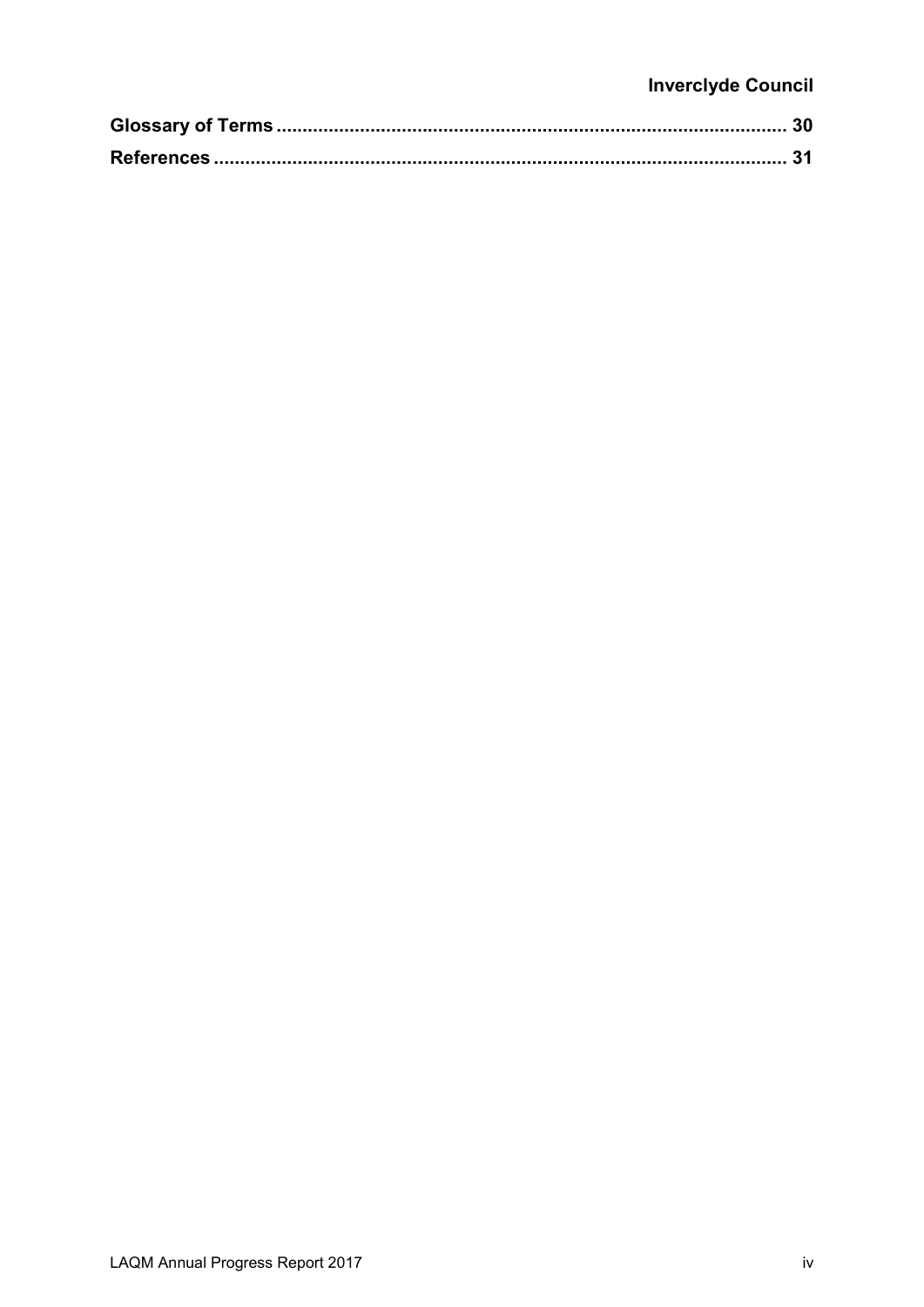**Glossary of Terms** ........................................................................................ 30

**References** .................................................................................................. 31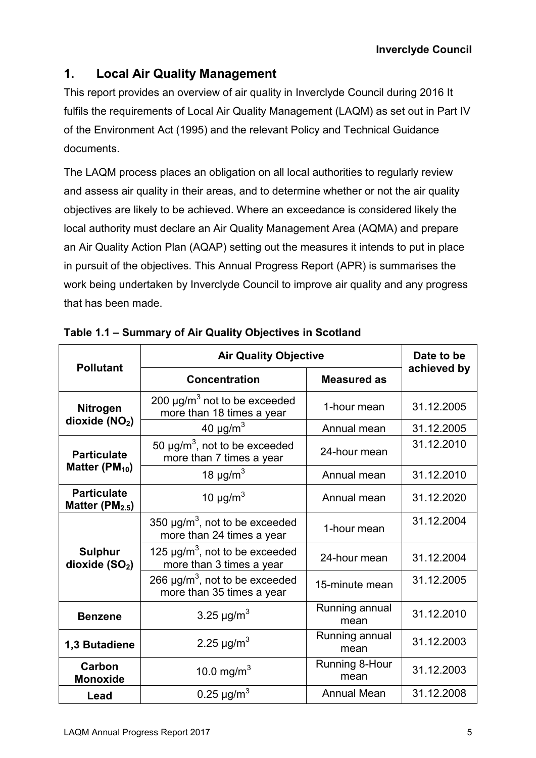## 1. Local Air Quality Management

This report provides an overview of air quality in Inverclyde Council during 2016 It fulfils the requirements of Local Air Quality Management (LAQM) as set out in Part IV of the Environment Act (1995) and the relevant Policy and Technical Guidance documents.

The LAQM process places an obligation on all local authorities to regularly review and assess air quality in their areas, and to determine whether or not the air quality objectives are likely to be achieved. Where an exceedance is considered likely the local authority must declare an Air Quality Management Area (AQMA) and prepare an Air Quality Action Plan (AQAP) setting out the measures it intends to put in place in pursuit of the objectives. This Annual Progress Report (APR) is summarises the work being undertaken by Inverclyde Council to improve air quality and any progress that has been made.

**Table 1.1 – Summary of Air Quality Objectives in Scotland**

| Pollutant | Air Quality Objective | | Date to be achieved by |
|---|---|---|---|
| | Concentration | Measured as | |
| **Nitrogen dioxide ($NO_2$)** | 200 µg/m$^3$ not to be exceeded more than 18 times a year | 1-hour mean | 31.12.2005 |
| | 40 µg/m$^3$ | Annual mean | 31.12.2005 |
| **Particulate Matter ($PM_{10}$)** | 50 µg/m$^3$, not to be exceeded more than 7 times a year | 24-hour mean | 31.12.2010 |
| | 18 µg/m$^3$ | Annual mean | 31.12.2010 |
| **Particulate Matter ($PM_{2.5}$)** | 10 µg/m$^3$ | Annual mean | 31.12.2020 |
| **Sulphur dioxide ($SO_2$)** | 350 µg/m$^3$, not to be exceeded more than 24 times a year | 1-hour mean | 31.12.2004 |
| | 125 µg/m$^3$, not to be exceeded more than 3 times a year | 24-hour mean | 31.12.2004 |
| | 266 µg/m$^3$, not to be exceeded more than 35 times a year | 15-minute mean | 31.12.2005 |
| **Benzene** | 3.25 µg/m$^3$ | Running annual mean | 31.12.2010 |
| **1,3 Butadiene** | 2.25 µg/m$^3$ | Running annual mean | 31.12.2003 |
| **Carbon Monoxide** | 10.0 mg/m$^3$ | Running 8-Hour mean | 31.12.2003 |
| **Lead** | 0.25 µg/m$^3$ | Annual Mean | 31.12.2008 |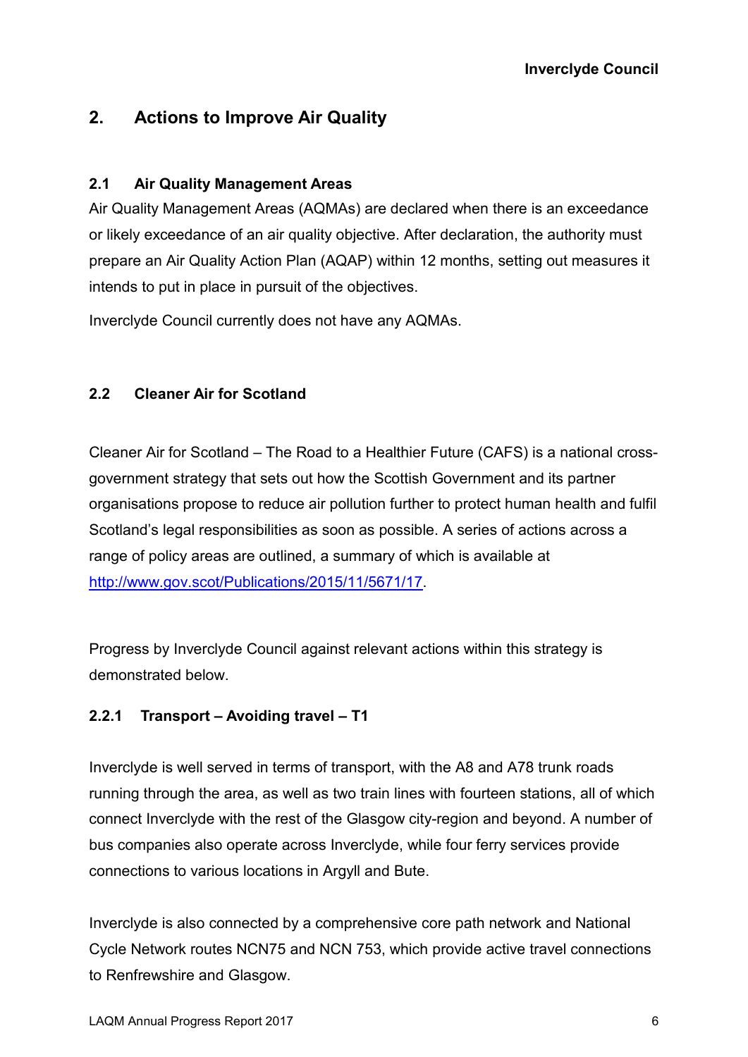## 2. Actions to Improve Air Quality

### 2.1 Air Quality Management Areas

Air Quality Management Areas (AQMAs) are declared when there is an exceedance or likely exceedance of an air quality objective. After declaration, the authority must prepare an Air Quality Action Plan (AQAP) within 12 months, setting out measures it intends to put in place in pursuit of the objectives.

Inverclyde Council currently does not have any AQMAs.

### 2.2 Cleaner Air for Scotland

Cleaner Air for Scotland – The Road to a Healthier Future (CAFS) is a national cross-government strategy that sets out how the Scottish Government and its partner organisations propose to reduce air pollution further to protect human health and fulfil Scotland's legal responsibilities as soon as possible. A series of actions across a range of policy areas are outlined, a summary of which is available at [http://www.gov.scot/Publications/2015/11/5671/17](http://www.gov.scot/Publications/2015/11/5671/17).

Progress by Inverclyde Council against relevant actions within this strategy is demonstrated below.

#### 2.2.1 Transport – Avoiding travel – T1

Inverclyde is well served in terms of transport, with the A8 and A78 trunk roads running through the area, as well as two train lines with fourteen stations, all of which connect Inverclyde with the rest of the Glasgow city-region and beyond. A number of bus companies also operate across Inverclyde, while four ferry services provide connections to various locations in Argyll and Bute.

Inverclyde is also connected by a comprehensive core path network and National Cycle Network routes NCN75 and NCN 753, which provide active travel connections to Renfrewshire and Glasgow.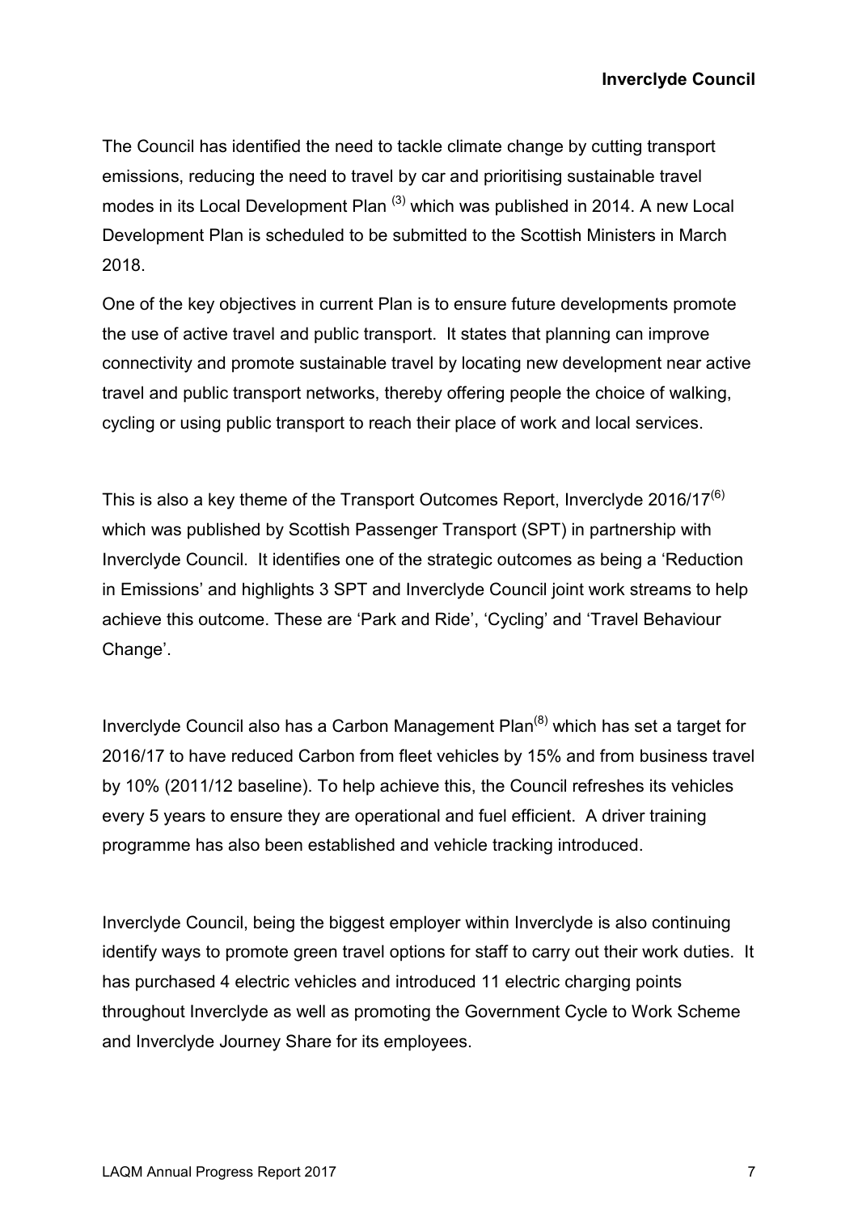The Council has identified the need to tackle climate change by cutting transport emissions, reducing the need to travel by car and prioritising sustainable travel modes in its Local Development Plan [3] which was published in 2014. A new Local Development Plan is scheduled to be submitted to the Scottish Ministers in March 2018.

One of the key objectives in current Plan is to ensure future developments promote the use of active travel and public transport. It states that planning can improve connectivity and promote sustainable travel by locating new development near active travel and public transport networks, thereby offering people the choice of walking, cycling or using public transport to reach their place of work and local services.

This is also a key theme of the Transport Outcomes Report, Inverclyde 2016/17[6] which was published by Scottish Passenger Transport (SPT) in partnership with Inverclyde Council. It identifies one of the strategic outcomes as being a 'Reduction in Emissions' and highlights 3 SPT and Inverclyde Council joint work streams to help achieve this outcome. These are 'Park and Ride', 'Cycling' and 'Travel Behaviour Change'.

Inverclyde Council also has a Carbon Management Plan[8] which has set a target for 2016/17 to have reduced Carbon from fleet vehicles by 15% and from business travel by 10% (2011/12 baseline). To help achieve this, the Council refreshes its vehicles every 5 years to ensure they are operational and fuel efficient. A driver training programme has also been established and vehicle tracking introduced.

Inverclyde Council, being the biggest employer within Inverclyde is also continuing identify ways to promote green travel options for staff to carry out their work duties. It has purchased 4 electric vehicles and introduced 11 electric charging points throughout Inverclyde as well as promoting the Government Cycle to Work Scheme and Inverclyde Journey Share for its employees.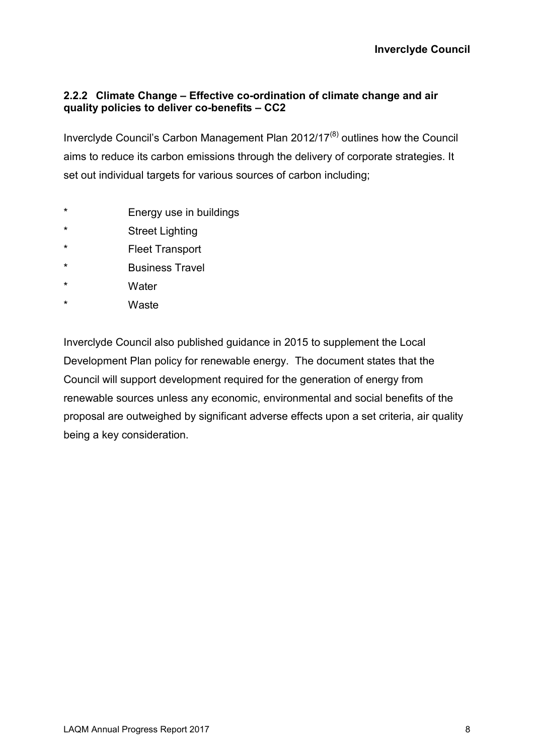### 2.2.2 Climate Change – Effective co-ordination of climate change and air quality policies to deliver co-benefits – CC2

Inverclyde Council's Carbon Management Plan 2012/17[8] outlines how the Council aims to reduce its carbon emissions through the delivery of corporate strategies. It set out individual targets for various sources of carbon including;

* Energy use in buildings
* Street Lighting
* Fleet Transport
* Business Travel
* Water
* Waste

Inverclyde Council also published guidance in 2015 to supplement the Local Development Plan policy for renewable energy. The document states that the Council will support development required for the generation of energy from renewable sources unless any economic, environmental and social benefits of the proposal are outweighed by significant adverse effects upon a set criteria, air quality being a key consideration.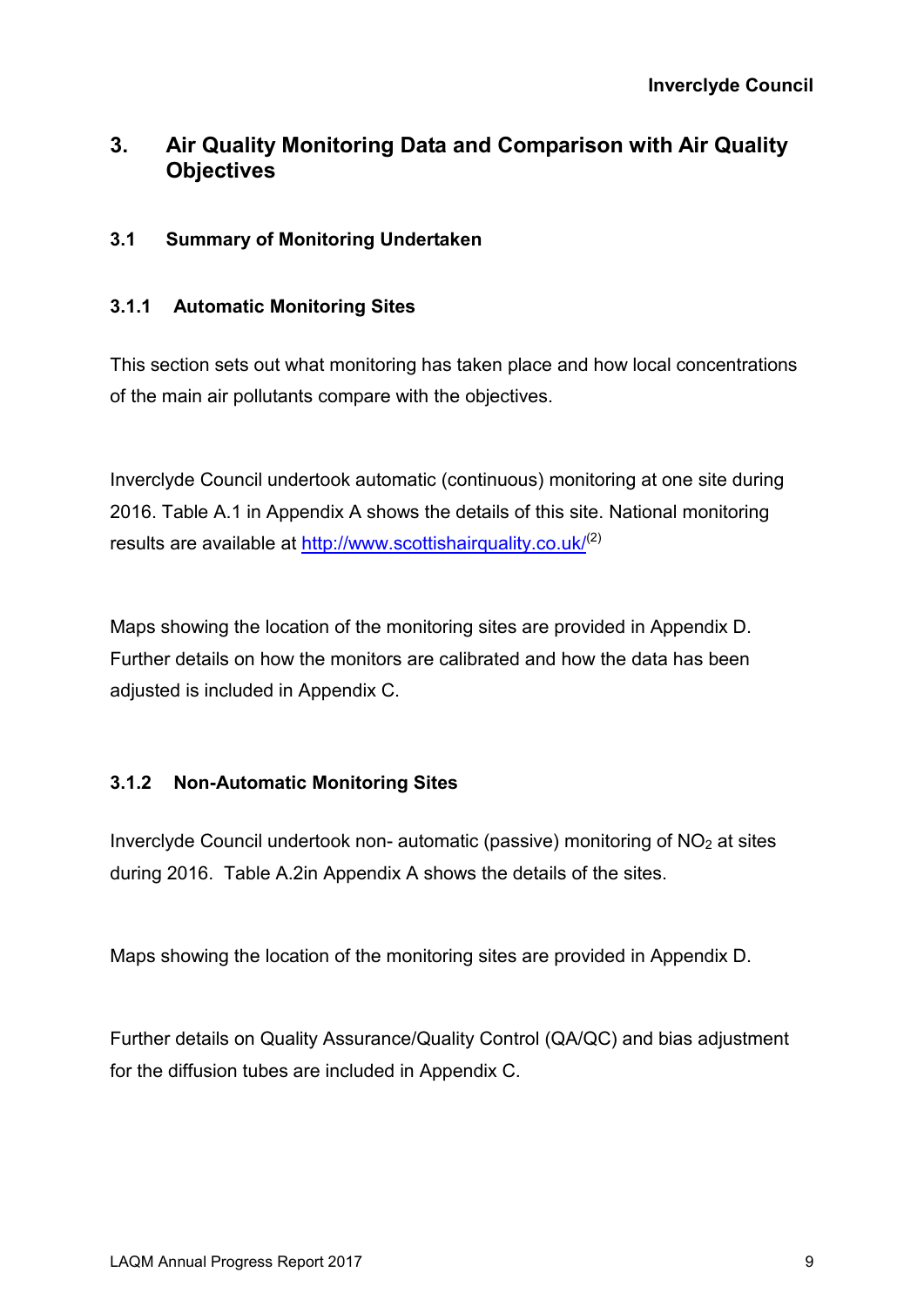# 3. Air Quality Monitoring Data and Comparison with Air Quality Objectives

## 3.1 Summary of Monitoring Undertaken

### 3.1.1 Automatic Monitoring Sites

This section sets out what monitoring has taken place and how local concentrations of the main air pollutants compare with the objectives.

Inverclyde Council undertook automatic (continuous) monitoring at one site during 2016. Table A.1 in Appendix A shows the details of this site. National monitoring results are available at http://www.scottishairquality.co.uk/[2]

Maps showing the location of the monitoring sites are provided in Appendix D. Further details on how the monitors are calibrated and how the data has been adjusted is included in Appendix C.

### 3.1.2 Non-Automatic Monitoring Sites

Inverclyde Council undertook non- automatic (passive) monitoring of $NO_2$ at sites during 2016. Table A.2in Appendix A shows the details of the sites.

Maps showing the location of the monitoring sites are provided in Appendix D.

Further details on Quality Assurance/Quality Control (QA/QC) and bias adjustment for the diffusion tubes are included in Appendix C.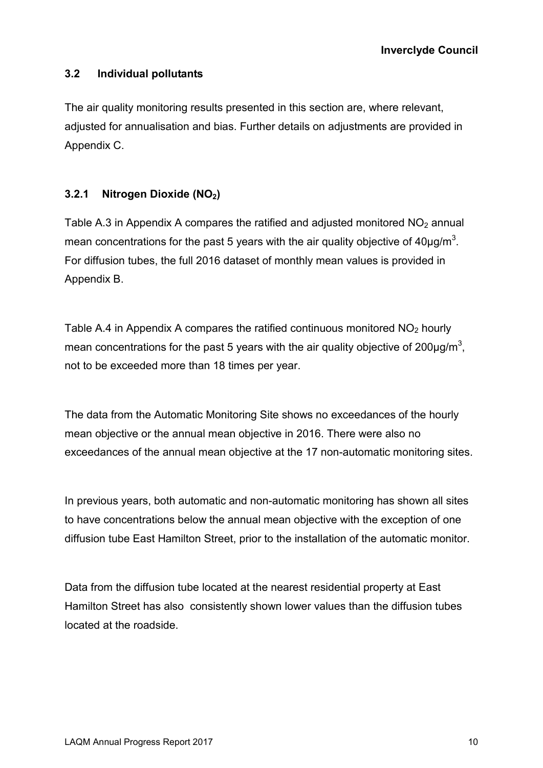## 3.2 Individual pollutants

The air quality monitoring results presented in this section are, where relevant, adjusted for annualisation and bias. Further details on adjustments are provided in Appendix C.

### 3.2.1 Nitrogen Dioxide ($NO_2$)

Table A.3 in Appendix A compares the ratified and adjusted monitored $NO_2$ annual mean concentrations for the past 5 years with the air quality objective of 40µg/m$^3$. For diffusion tubes, the full 2016 dataset of monthly mean values is provided in Appendix B.

Table A.4 in Appendix A compares the ratified continuous monitored $NO_2$ hourly mean concentrations for the past 5 years with the air quality objective of 200µg/m$^3$, not to be exceeded more than 18 times per year.

The data from the Automatic Monitoring Site shows no exceedances of the hourly mean objective or the annual mean objective in 2016. There were also no exceedances of the annual mean objective at the 17 non-automatic monitoring sites.

In previous years, both automatic and non-automatic monitoring has shown all sites to have concentrations below the annual mean objective with the exception of one diffusion tube East Hamilton Street, prior to the installation of the automatic monitor.

Data from the diffusion tube located at the nearest residential property at East Hamilton Street has also consistently shown lower values than the diffusion tubes located at the roadside.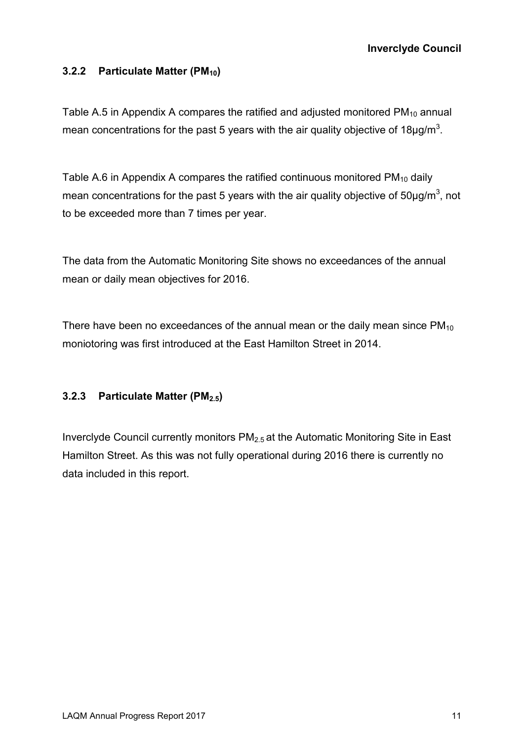### 3.2.2 Particulate Matter ($PM_{10}$)

Table A.5 in Appendix A compares the ratified and adjusted monitored $PM_{10}$ annual mean concentrations for the past 5 years with the air quality objective of 18µg/m$^3$.

Table A.6 in Appendix A compares the ratified continuous monitored $PM_{10}$ daily mean concentrations for the past 5 years with the air quality objective of 50µg/m$^3$, not to be exceeded more than 7 times per year.

The data from the Automatic Monitoring Site shows no exceedances of the annual mean or daily mean objectives for 2016.

There have been no exceedances of the annual mean or the daily mean since $PM_{10}$ moniotoring was first introduced at the East Hamilton Street in 2014.

### 3.2.3 Particulate Matter ($PM_{2.5}$)

Inverclyde Council currently monitors $PM_{2.5}$ at the Automatic Monitoring Site in East Hamilton Street. As this was not fully operational during 2016 there is currently no data included in this report.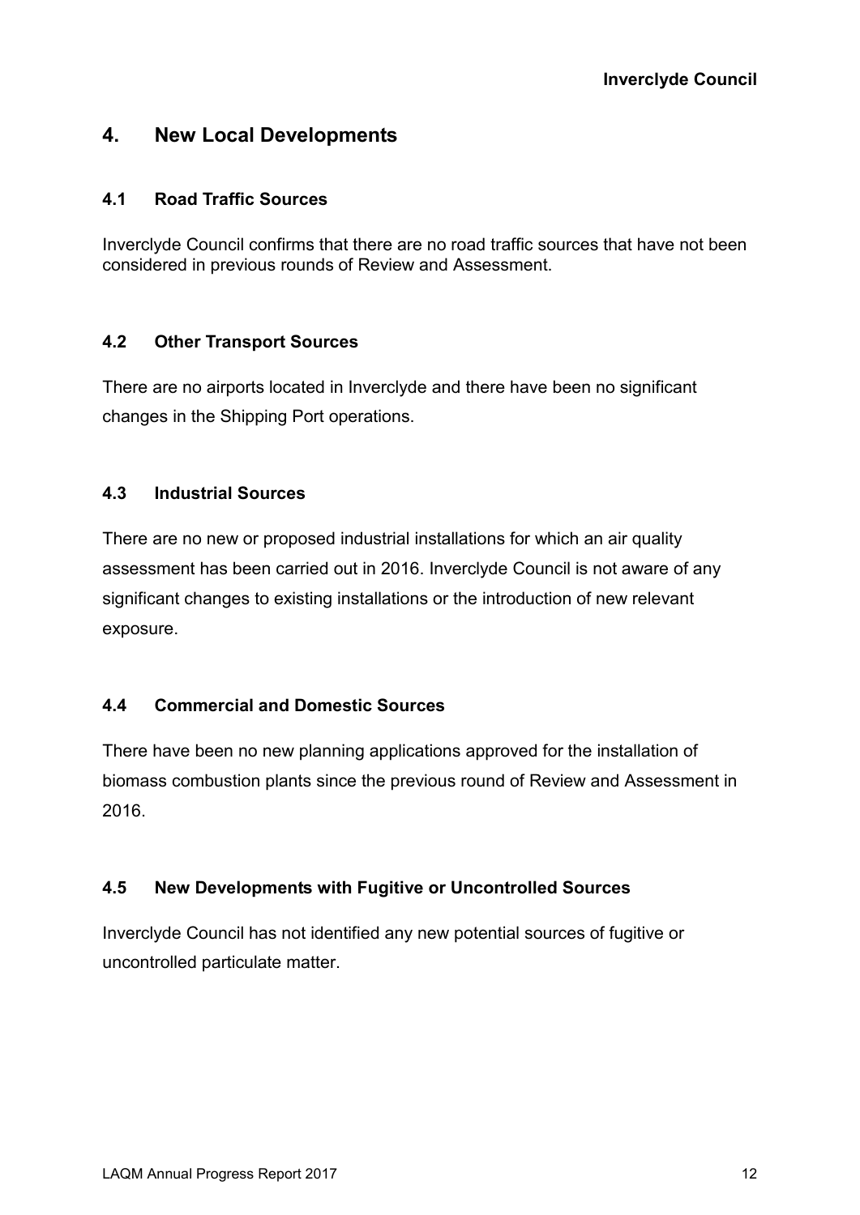## 4. New Local Developments

### 4.1 Road Traffic Sources

Inverclyde Council confirms that there are no road traffic sources that have not been considered in previous rounds of Review and Assessment.

### 4.2 Other Transport Sources

There are no airports located in Inverclyde and there have been no significant changes in the Shipping Port operations.

### 4.3 Industrial Sources

There are no new or proposed industrial installations for which an air quality assessment has been carried out in 2016. Inverclyde Council is not aware of any significant changes to existing installations or the introduction of new relevant exposure.

### 4.4 Commercial and Domestic Sources

There have been no new planning applications approved for the installation of biomass combustion plants since the previous round of Review and Assessment in 2016.

### 4.5 New Developments with Fugitive or Uncontrolled Sources

Inverclyde Council has not identified any new potential sources of fugitive or uncontrolled particulate matter.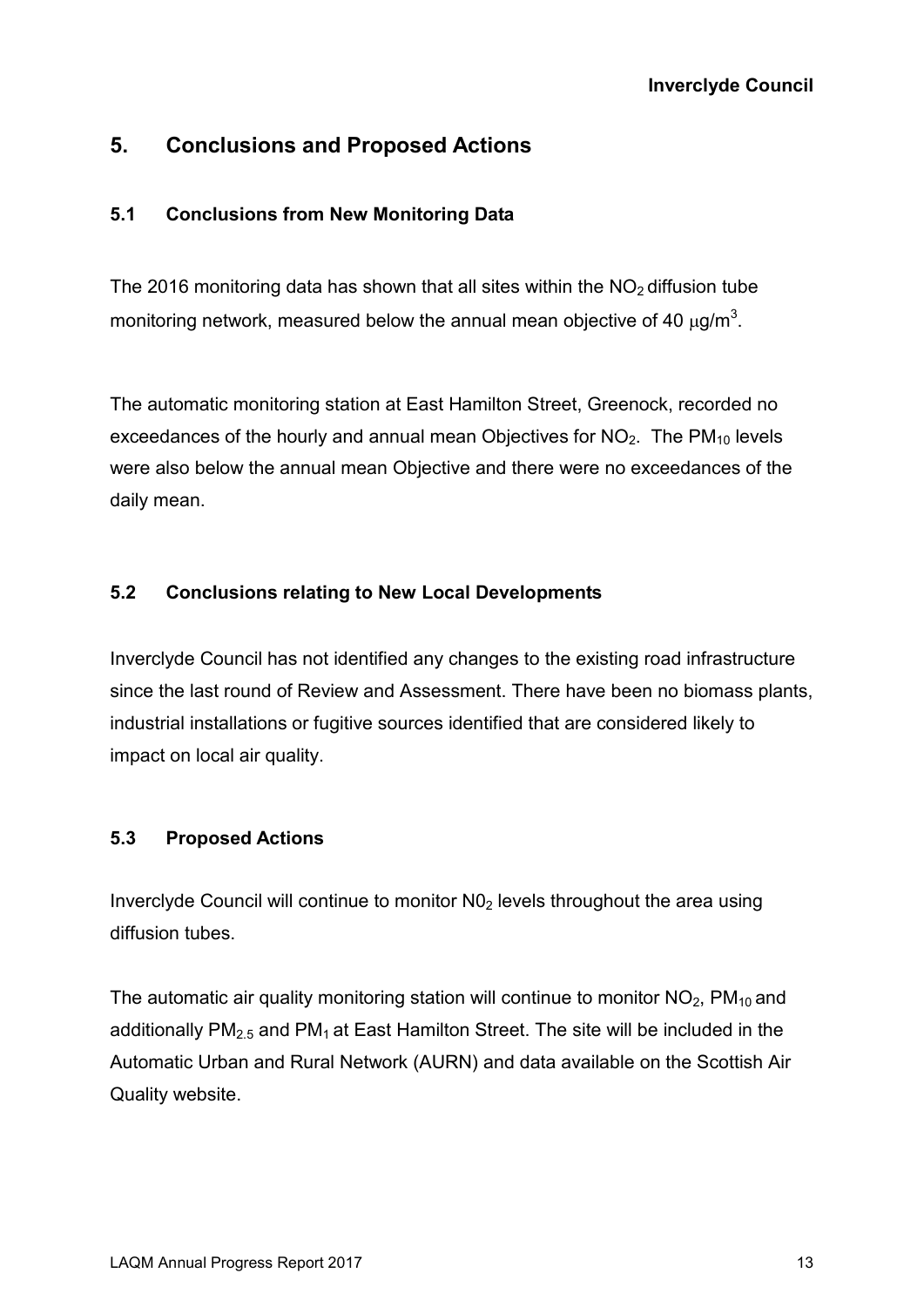# 5. Conclusions and Proposed Actions

## 5.1 Conclusions from New Monitoring Data

The 2016 monitoring data has shown that all sites within the $NO_2$ diffusion tube monitoring network, measured below the annual mean objective of 40 $\mu g/m^3$.

The automatic monitoring station at East Hamilton Street, Greenock, recorded no exceedances of the hourly and annual mean Objectives for $NO_2$. The $PM_{10}$ levels were also below the annual mean Objective and there were no exceedances of the daily mean.

## 5.2 Conclusions relating to New Local Developments

Inverclyde Council has not identified any changes to the existing road infrastructure since the last round of Review and Assessment. There have been no biomass plants, industrial installations or fugitive sources identified that are considered likely to impact on local air quality.

## 5.3 Proposed Actions

Inverclyde Council will continue to monitor $N0_2$ levels throughout the area using diffusion tubes.

The automatic air quality monitoring station will continue to monitor $NO_2$, $PM_{10}$ and additionally $PM_{2.5}$ and $PM_1$ at East Hamilton Street. The site will be included in the Automatic Urban and Rural Network (AURN) and data available on the Scottish Air Quality website.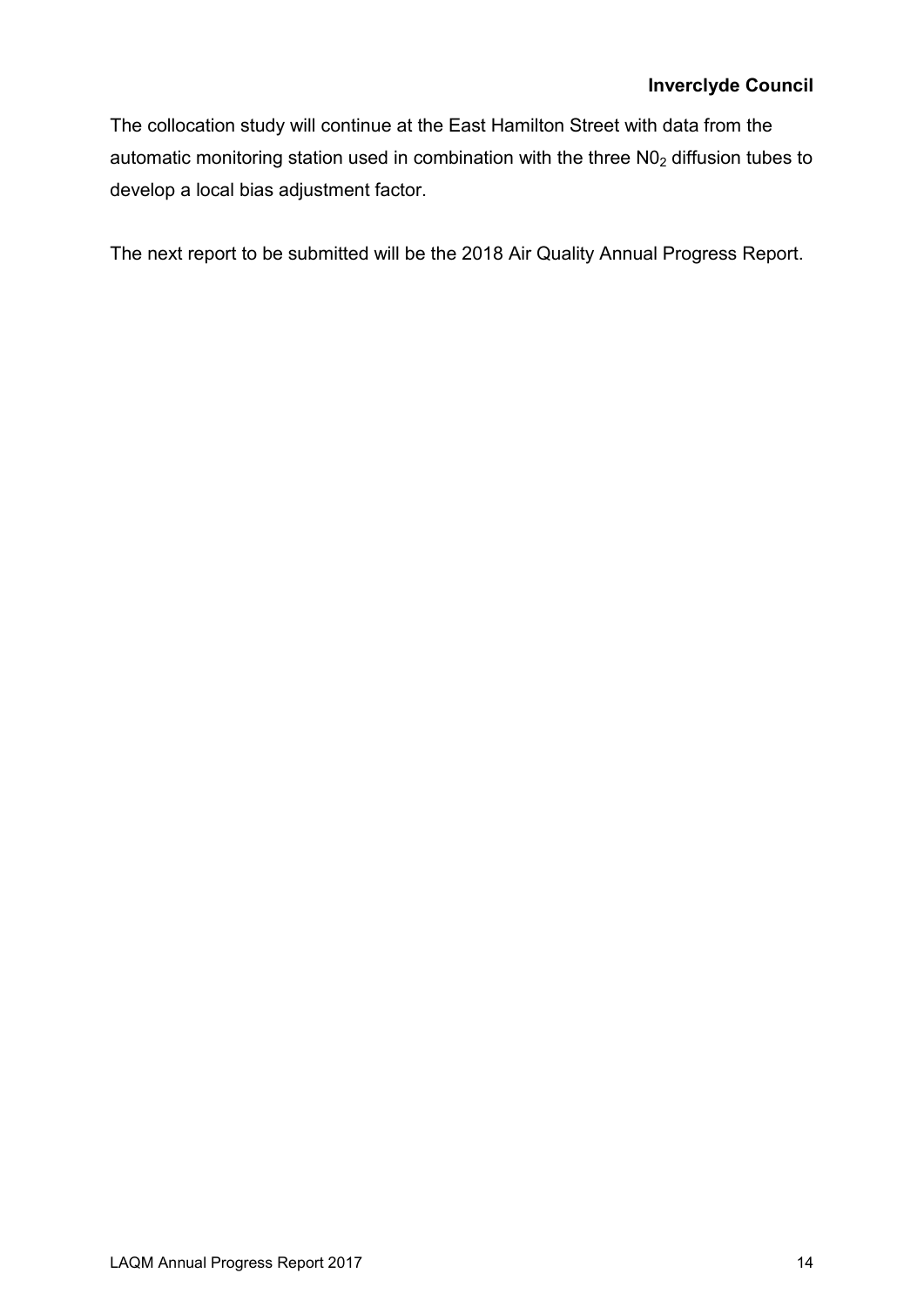The collocation study will continue at the East Hamilton Street with data from the automatic monitoring station used in combination with the three $N0_2$ diffusion tubes to develop a local bias adjustment factor.

The next report to be submitted will be the 2018 Air Quality Annual Progress Report.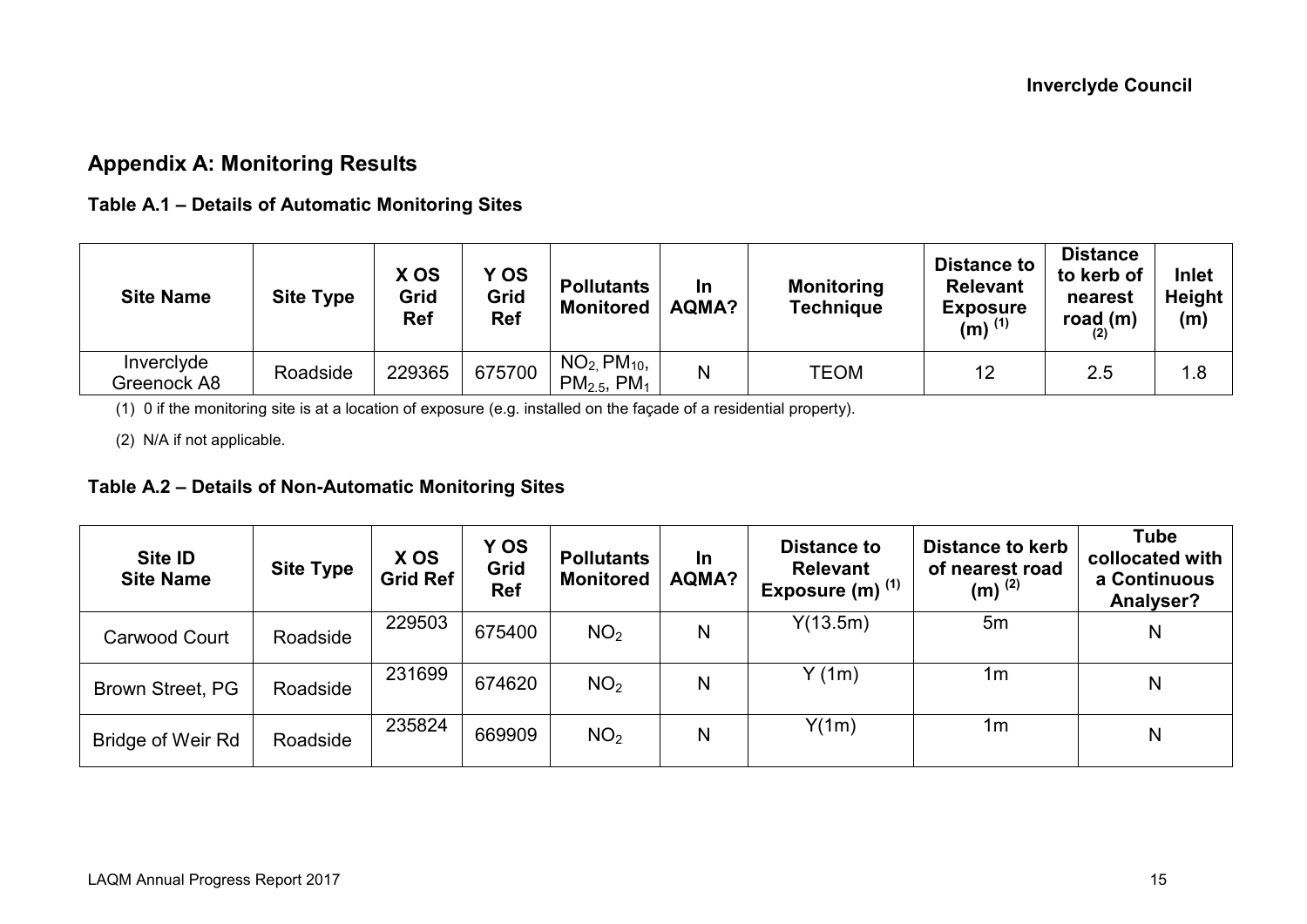## Appendix A: Monitoring Results

### Table A.1 – Details of Automatic Monitoring Sites

| Site Name | Site Type | X OS Grid Ref | Y OS Grid Ref | Pollutants Monitored | In AQMA? | Monitoring Technique | Distance to Relevant Exposure (m) (1) | Distance to kerb of nearest road (m) (2) | Inlet Height (m) |
|---|---|---|---|---|---|---|---|---|---|
| Inverclyde Greenock A8 | Roadside | 229365 | 675700 | $NO_2$, $PM_{10}$, $PM_{2.5}$, $PM_1$ | N | TEOM | 12 | 2.5 | 1.8 |

(1) 0 if the monitoring site is at a location of exposure (e.g. installed on the façade of a residential property).

(2) N/A if not applicable.

### Table A.2 – Details of Non-Automatic Monitoring Sites

| Site ID Site Name | Site Type | X OS Grid Ref | Y OS Grid Ref | Pollutants Monitored | In AQMA? | Distance to Relevant Exposure (m) (1) | Distance to kerb of nearest road (m) (2) | Tube collocated with a Continuous Analyser? |
|---|---|---|---|---|---|---|---|---|
| Carwood Court | Roadside | 229503 | 675400 | $NO_2$ | N | Y(13.5m) | 5m | N |
| Brown Street, PG | Roadside | 231699 | 674620 | $NO_2$ | N | Y (1m) | 1m | N |
| Bridge of Weir Rd | Roadside | 235824 | 669909 | $NO_2$ | N | Y(1m) | 1m | N |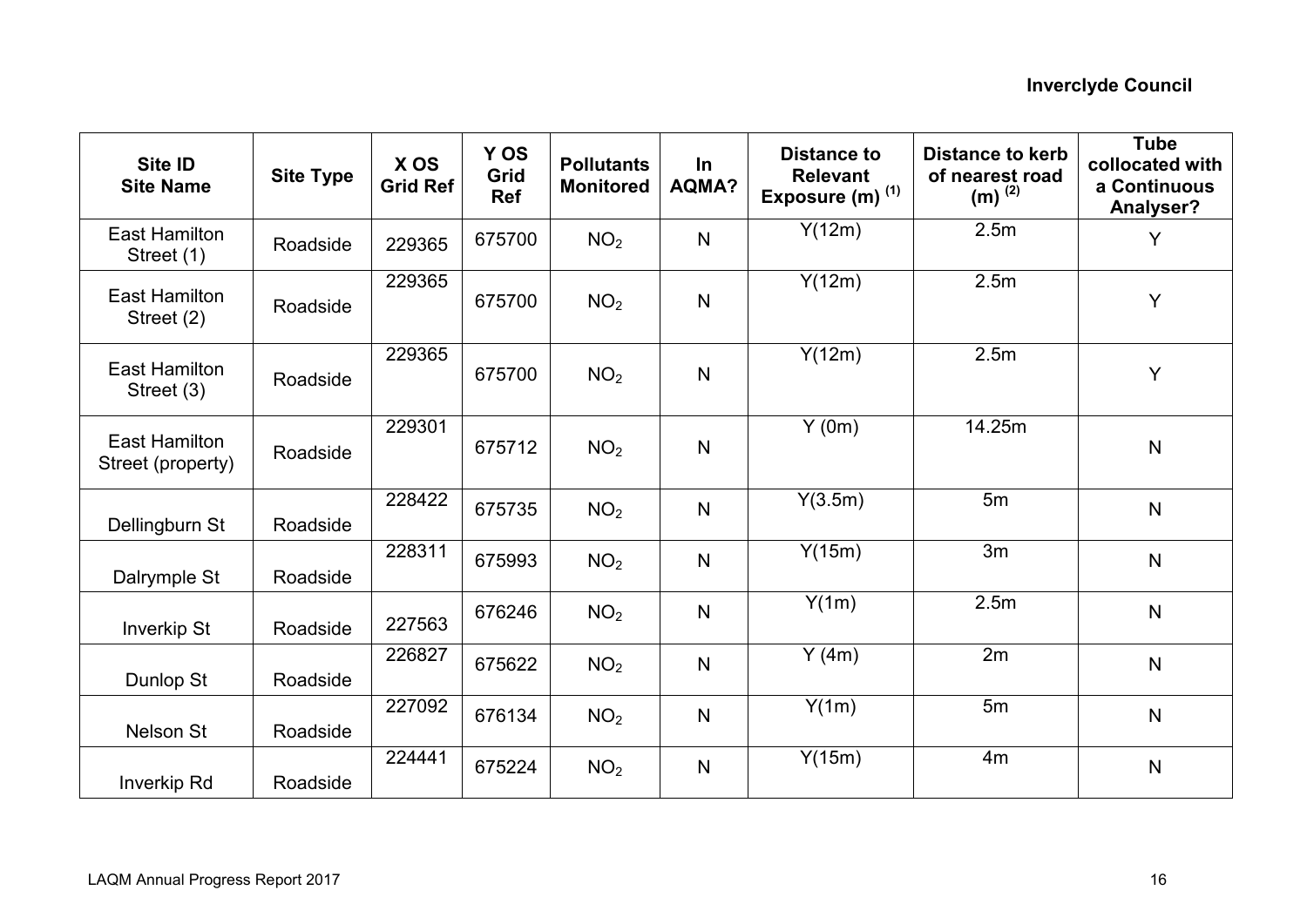| Site ID Site Name | Site Type | X OS Grid Ref | Y OS Grid Ref | Pollutants Monitored | In AQMA? | Distance to Relevant Exposure (m) [(1)] | Distance to kerb of nearest road (m) [(2)] | Tube collocated with a Continuous Analyser? |
|---|---|---|---|---|---|---|---|---|
| East Hamilton Street (1) | Roadside | 229365 | 675700 | $NO_2$ | N | Y(12m) | 2.5m | Y |
| East Hamilton Street (2) | Roadside | 229365 | 675700 | $NO_2$ | N | Y(12m) | 2.5m | Y |
| East Hamilton Street (3) | Roadside | 229365 | 675700 | $NO_2$ | N | Y(12m) | 2.5m | Y |
| East Hamilton Street (property) | Roadside | 229301 | 675712 | $NO_2$ | N | Y (0m) | 14.25m | N |
| Dellingburn St | Roadside | 228422 | 675735 | $NO_2$ | N | Y(3.5m) | 5m | N |
| Dalrymple St | Roadside | 228311 | 675993 | $NO_2$ | N | Y(15m) | 3m | N |
| Inverkip St | Roadside | 227563 | 676246 | $NO_2$ | N | Y(1m) | 2.5m | N |
| Dunlop St | Roadside | 226827 | 675622 | $NO_2$ | N | Y (4m) | 2m | N |
| Nelson St | Roadside | 227092 | 676134 | $NO_2$ | N | Y(1m) | 5m | N |
| Inverkip Rd | Roadside | 224441 | 675224 | $NO_2$ | N | Y(15m) | 4m | N |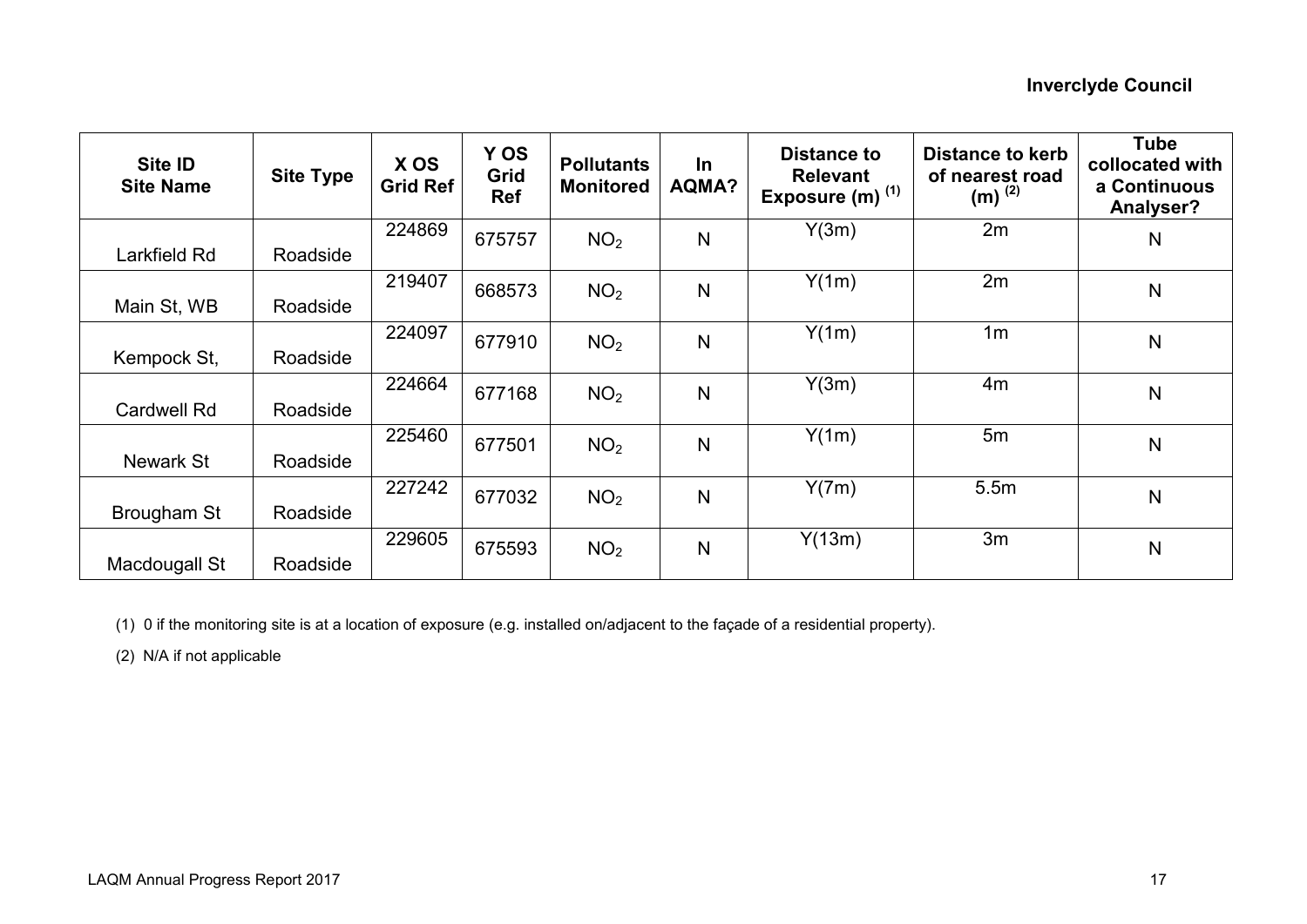| Site ID Site Name | Site Type | X OS Grid Ref | Y OS Grid Ref | Pollutants Monitored | In AQMA? | Distance to Relevant Exposure (m) [1] | Distance to kerb of nearest road (m) [2] | Tube collocated with a Continuous Analyser? |
|---|---|---|---|---|---|---|---|---|
| Larkfield Rd | Roadside | 224869 | 675757 | $NO_2$ | N | Y(3m) | 2m | N |
| Main St, WB | Roadside | 219407 | 668573 | $NO_2$ | N | Y(1m) | 2m | N |
| Kempock St, | Roadside | 224097 | 677910 | $NO_2$ | N | Y(1m) | 1m | N |
| Cardwell Rd | Roadside | 224664 | 677168 | $NO_2$ | N | Y(3m) | 4m | N |
| Newark St | Roadside | 225460 | 677501 | $NO_2$ | N | Y(1m) | 5m | N |
| Brougham St | Roadside | 227242 | 677032 | $NO_2$ | N | Y(7m) | 5.5m | N |
| Macdougall St | Roadside | 229605 | 675593 | $NO_2$ | N | Y(13m) | 3m | N |

(1) 0 if the monitoring site is at a location of exposure (e.g. installed on/adjacent to the façade of a residential property).

(2) N/A if not applicable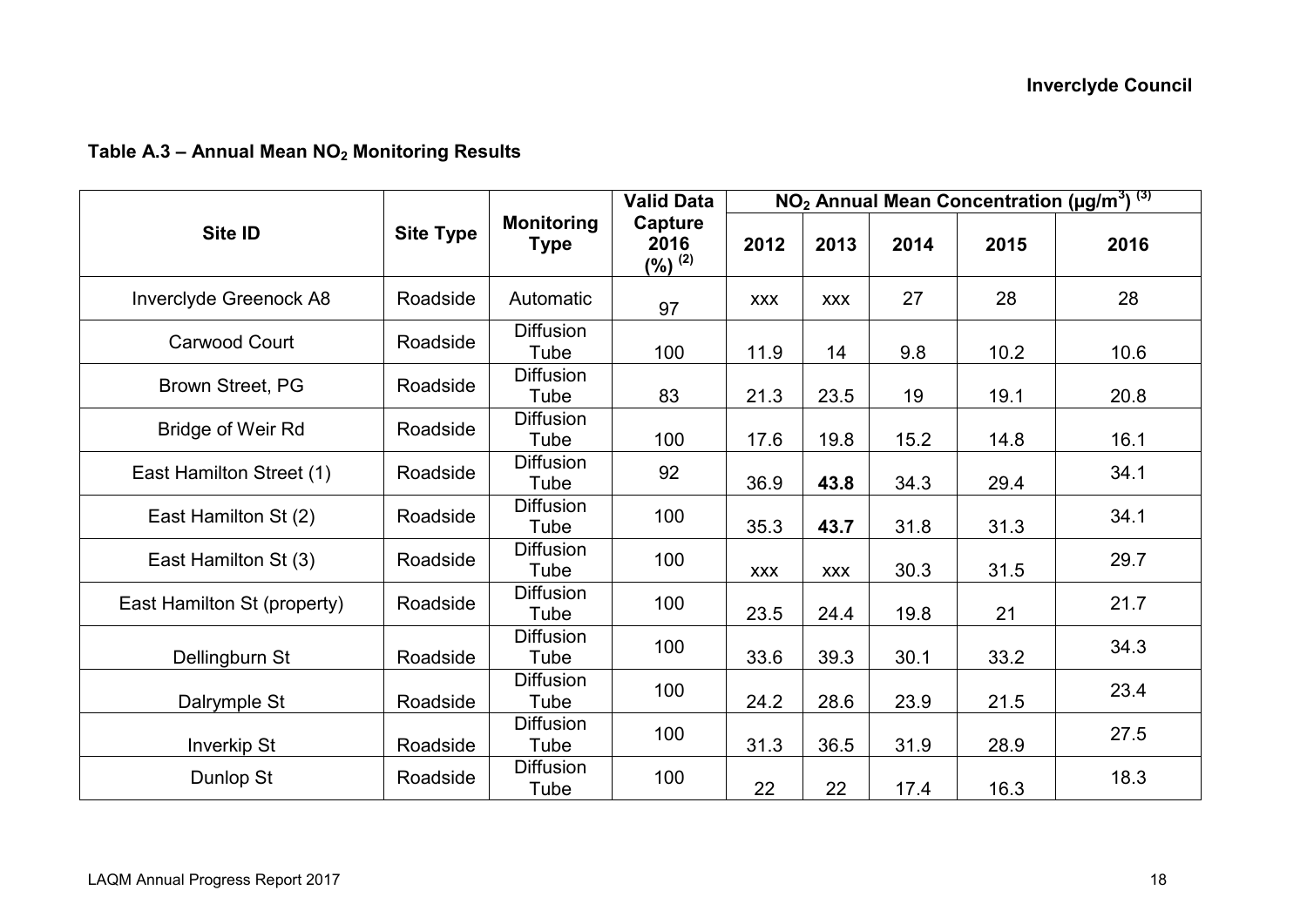**Table A.3 – Annual Mean $NO_2$ Monitoring Results**

| Site ID | Site Type | Monitoring Type | Valid Data Capture 2016 (%) [(2)] | $NO_2$ Annual Mean Concentration ($\mu g/m^3$) [(3)] | | | | |
|---|---|---|---|---|---|---|---|---|
| | | | | 2012 | 2013 | 2014 | 2015 | 2016 |
| Inverclyde Greenock A8 | Roadside | Automatic | 97 | xxx | xxx | 27 | 28 | 28 |
| Carwood Court | Roadside | Diffusion Tube | 100 | 11.9 | 14 | 9.8 | 10.2 | 10.6 |
| Brown Street, PG | Roadside | Diffusion Tube | 83 | 21.3 | 23.5 | 19 | 19.1 | 20.8 |
| Bridge of Weir Rd | Roadside | Diffusion Tube | 100 | 17.6 | 19.8 | 15.2 | 14.8 | 16.1 |
| East Hamilton Street (1) | Roadside | Diffusion Tube | 92 | 36.9 | **43.8** | 34.3 | 29.4 | 34.1 |
| East Hamilton St (2) | Roadside | Diffusion Tube | 100 | 35.3 | **43.7** | 31.8 | 31.3 | 34.1 |
| East Hamilton St (3) | Roadside | Diffusion Tube | 100 | xxx | xxx | 30.3 | 31.5 | 29.7 |
| East Hamilton St (property) | Roadside | Diffusion Tube | 100 | 23.5 | 24.4 | 19.8 | 21 | 21.7 |
| Dellingburn St | Roadside | Diffusion Tube | 100 | 33.6 | 39.3 | 30.1 | 33.2 | 34.3 |
| Dalrymple St | Roadside | Diffusion Tube | 100 | 24.2 | 28.6 | 23.9 | 21.5 | 23.4 |
| Inverkip St | Roadside | Diffusion Tube | 100 | 31.3 | 36.5 | 31.9 | 28.9 | 27.5 |
| Dunlop St | Roadside | Diffusion Tube | 100 | 22 | 22 | 17.4 | 16.3 | 18.3 |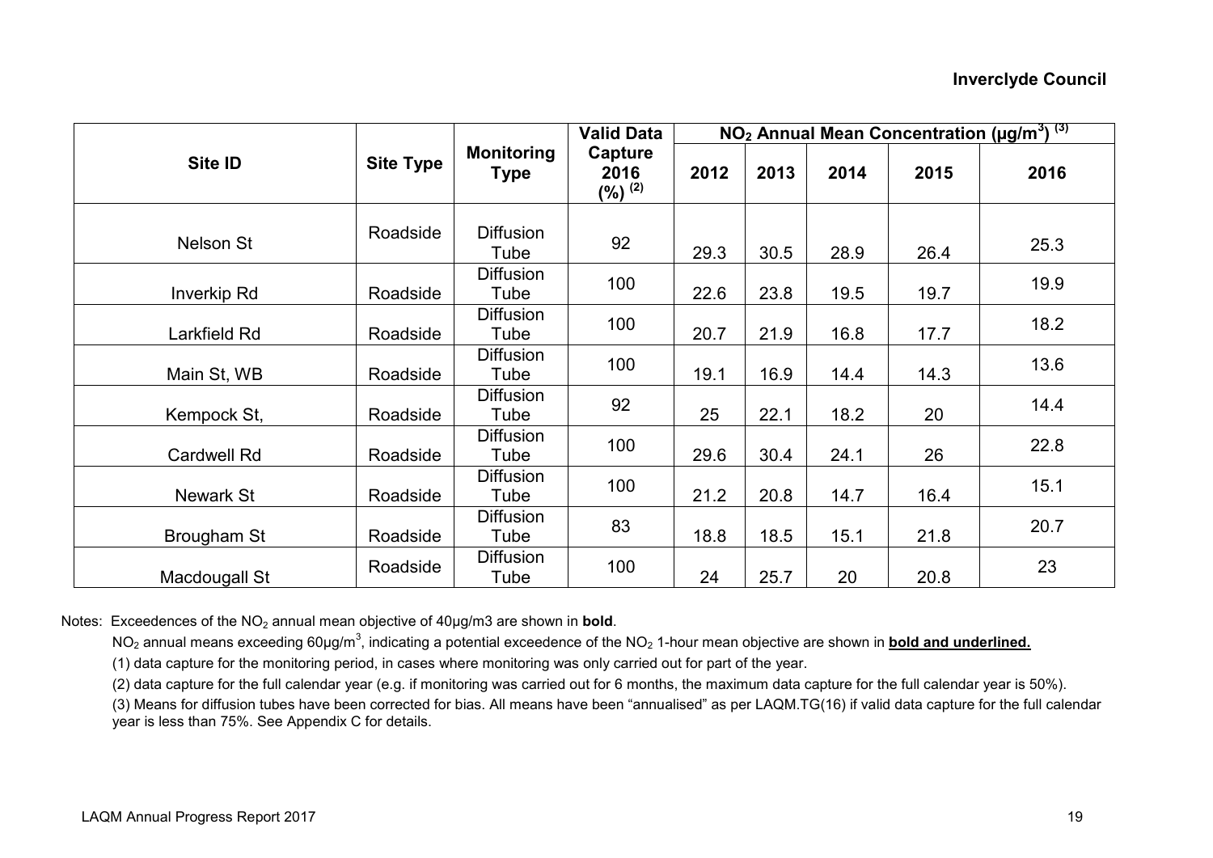| Site ID | Site Type | Monitoring Type | Valid Data Capture 2016 (%) (2) | $NO_2$ Annual Mean Concentration ($\mu g/m^3$) (3) | | | | |
|---|---|---|---|---|---|---|---|---|
| | | | | 2012 | 2013 | 2014 | 2015 | 2016 |
| Nelson St | Roadside | Diffusion Tube | 92 | 29.3 | 30.5 | 28.9 | 26.4 | 25.3 |
| Inverkip Rd | Roadside | Diffusion Tube | 100 | 22.6 | 23.8 | 19.5 | 19.7 | 19.9 |
| Larkfield Rd | Roadside | Diffusion Tube | 100 | 20.7 | 21.9 | 16.8 | 17.7 | 18.2 |
| Main St, WB | Roadside | Diffusion Tube | 100 | 19.1 | 16.9 | 14.4 | 14.3 | 13.6 |
| Kempock St, | Roadside | Diffusion Tube | 92 | 25 | 22.1 | 18.2 | 20 | 14.4 |
| Cardwell Rd | Roadside | Diffusion Tube | 100 | 29.6 | 30.4 | 24.1 | 26 | 22.8 |
| Newark St | Roadside | Diffusion Tube | 100 | 21.2 | 20.8 | 14.7 | 16.4 | 15.1 |
| Brougham St | Roadside | Diffusion Tube | 83 | 18.8 | 18.5 | 15.1 | 21.8 | 20.7 |
| Macdougall St | Roadside | Diffusion Tube | 100 | 24 | 25.7 | 20 | 20.8 | 23 |

Notes: Exceedences of the $NO_2$ annual mean objective of 40µg/m3 are shown in **bold**.

$NO_2$ annual means exceeding 60µg/m$^3$, indicating a potential exceedence of the $NO_2$ 1-hour mean objective are shown in **<u>bold and underlined.</u>**

(1) data capture for the monitoring period, in cases where monitoring was only carried out for part of the year.

(2) data capture for the full calendar year (e.g. if monitoring was carried out for 6 months, the maximum data capture for the full calendar year is 50%).

(3) Means for diffusion tubes have been corrected for bias. All means have been "annualised" as per LAQM.TG(16) if valid data capture for the full calendar year is less than 75%. See Appendix C for details.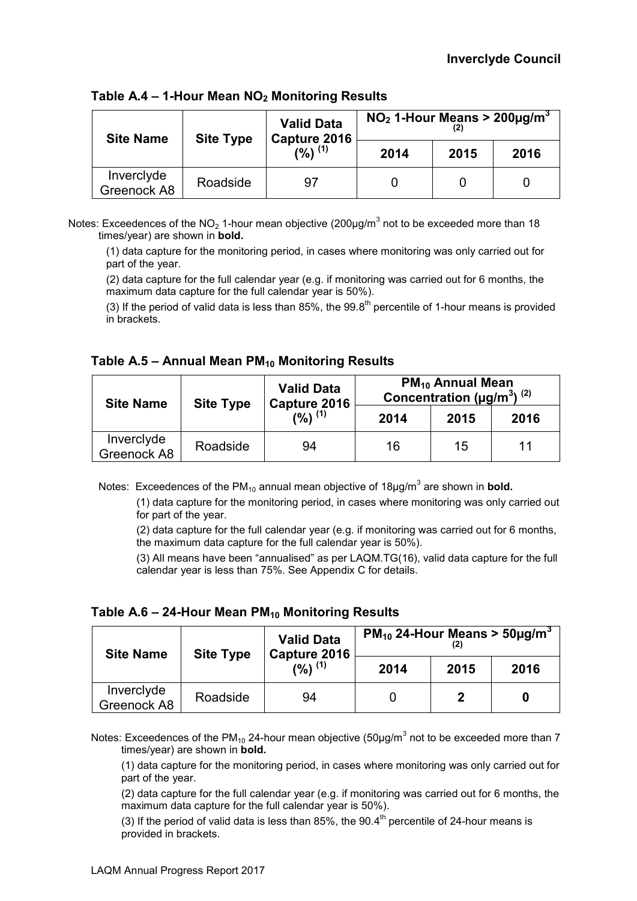### Table A.4 – 1-Hour Mean $NO_2$ Monitoring Results

| Site Name | Site Type | Valid Data Capture 2016 (%) [(1)] | $NO_2$ 1-Hour Means > 200µg/m$^3$ [(2)] | | |
|---|---|---|---|---|---|
| | | | 2014 | 2015 | 2016 |
| Inverclyde Greenock A8 | Roadside | 97 | 0 | 0 | 0 |

Notes: Exceedences of the $NO_2$ 1-hour mean objective (200µg/m$^3$ not to be exceeded more than 18 times/year) are shown in **bold.**

(1) data capture for the monitoring period, in cases where monitoring was only carried out for part of the year.

(2) data capture for the full calendar year (e.g. if monitoring was carried out for 6 months, the maximum data capture for the full calendar year is 50%).

(3) If the period of valid data is less than 85%, the 99.8$^{th}$ percentile of 1-hour means is provided in brackets.

### Table A.5 – Annual Mean $PM_{10}$ Monitoring Results

| Site Name | Site Type | Valid Data Capture 2016 (%) [(1)] | $PM_{10}$ Annual Mean Concentration (µg/m$^3$) [(2)] | | |
|---|---|---|---|---|---|
| | | | 2014 | 2015 | 2016 |
| Inverclyde Greenock A8 | Roadside | 94 | 16 | 15 | 11 |

Notes: Exceedences of the $PM_{10}$ annual mean objective of 18µg/m$^3$ are shown in **bold.**

(1) data capture for the monitoring period, in cases where monitoring was only carried out for part of the year.

(2) data capture for the full calendar year (e.g. if monitoring was carried out for 6 months, the maximum data capture for the full calendar year is 50%).

(3) All means have been "annualised" as per LAQM.TG(16), valid data capture for the full calendar year is less than 75%. See Appendix C for details.

### Table A.6 – 24-Hour Mean $PM_{10}$ Monitoring Results

| Site Name | Site Type | Valid Data Capture 2016 (%) [(1)] | $PM_{10}$ 24-Hour Means > 50µg/m$^3$ [(2)] | | |
|---|---|---|---|---|---|
| | | | 2014 | 2015 | 2016 |
| Inverclyde Greenock A8 | Roadside | 94 | 0 | **2** | **0** |

Notes: Exceedences of the $PM_{10}$ 24-hour mean objective (50µg/m$^3$ not to be exceeded more than 7 times/year) are shown in **bold.**

(1) data capture for the monitoring period, in cases where monitoring was only carried out for part of the year.

(2) data capture for the full calendar year (e.g. if monitoring was carried out for 6 months, the maximum data capture for the full calendar year is 50%).

(3) If the period of valid data is less than 85%, the 90.4$^{th}$ percentile of 24-hour means is provided in brackets.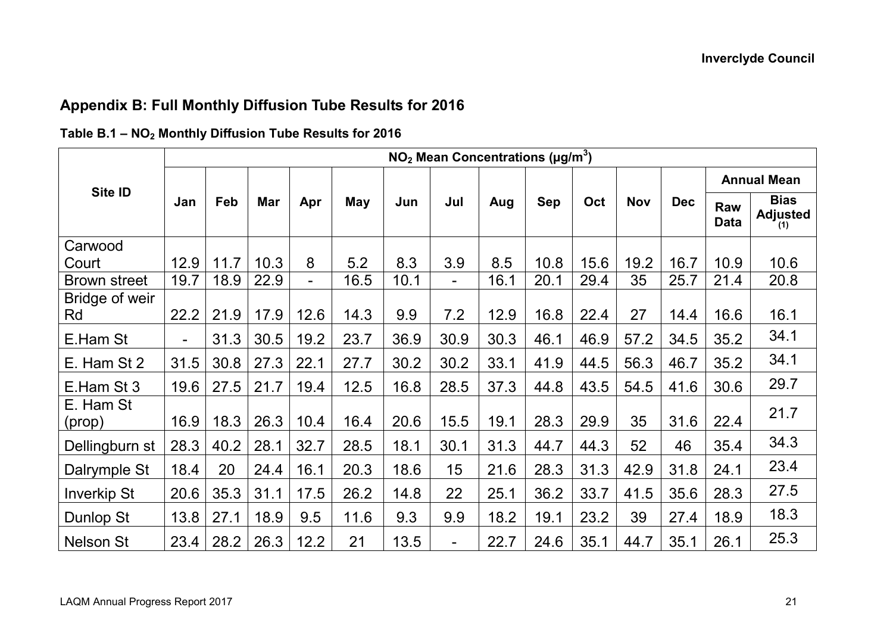## Appendix B: Full Monthly Diffusion Tube Results for 2016

**Table B.1 – $NO_2$ Monthly Diffusion Tube Results for 2016**

| Site ID | $NO_2$ Mean Concentrations ($\mu g/m^3$) | | | | | | | | | | | | | |
|---|---|---|---|---|---|---|---|---|---|---|---|---|---|---|
| | | | | | | | | | | | | | Annual Mean | |
| | Jan | Feb | Mar | Apr | May | Jun | Jul | Aug | Sep | Oct | Nov | Dec | Raw Data | Bias Adjusted (1) |
| Carwood Court | 12.9 | 11.7 | 10.3 | 8 | 5.2 | 8.3 | 3.9 | 8.5 | 10.8 | 15.6 | 19.2 | 16.7 | 10.9 | 10.6 |
| Brown street | 19.7 | 18.9 | 22.9 | - | 16.5 | 10.1 | - | 16.1 | 20.1 | 29.4 | 35 | 25.7 | 21.4 | 20.8 |
| Bridge of weir Rd | 22.2 | 21.9 | 17.9 | 12.6 | 14.3 | 9.9 | 7.2 | 12.9 | 16.8 | 22.4 | 27 | 14.4 | 16.6 | 16.1 |
| E.Ham St | - | 31.3 | 30.5 | 19.2 | 23.7 | 36.9 | 30.9 | 30.3 | 46.1 | 46.9 | 57.2 | 34.5 | 35.2 | 34.1 |
| E. Ham St 2 | 31.5 | 30.8 | 27.3 | 22.1 | 27.7 | 30.2 | 30.2 | 33.1 | 41.9 | 44.5 | 56.3 | 46.7 | 35.2 | 34.1 |
| E.Ham St 3 | 19.6 | 27.5 | 21.7 | 19.4 | 12.5 | 16.8 | 28.5 | 37.3 | 44.8 | 43.5 | 54.5 | 41.6 | 30.6 | 29.7 |
| E. Ham St (prop) | 16.9 | 18.3 | 26.3 | 10.4 | 16.4 | 20.6 | 15.5 | 19.1 | 28.3 | 29.9 | 35 | 31.6 | 22.4 | 21.7 |
| Dellingburn st | 28.3 | 40.2 | 28.1 | 32.7 | 28.5 | 18.1 | 30.1 | 31.3 | 44.7 | 44.3 | 52 | 46 | 35.4 | 34.3 |
| Dalrymple St | 18.4 | 20 | 24.4 | 16.1 | 20.3 | 18.6 | 15 | 21.6 | 28.3 | 31.3 | 42.9 | 31.8 | 24.1 | 23.4 |
| Inverkip St | 20.6 | 35.3 | 31.1 | 17.5 | 26.2 | 14.8 | 22 | 25.1 | 36.2 | 33.7 | 41.5 | 35.6 | 28.3 | 27.5 |
| Dunlop St | 13.8 | 27.1 | 18.9 | 9.5 | 11.6 | 9.3 | 9.9 | 18.2 | 19.1 | 23.2 | 39 | 27.4 | 18.9 | 18.3 |
| Nelson St | 23.4 | 28.2 | 26.3 | 12.2 | 21 | 13.5 | - | 22.7 | 24.6 | 35.1 | 44.7 | 35.1 | 26.1 | 25.3 |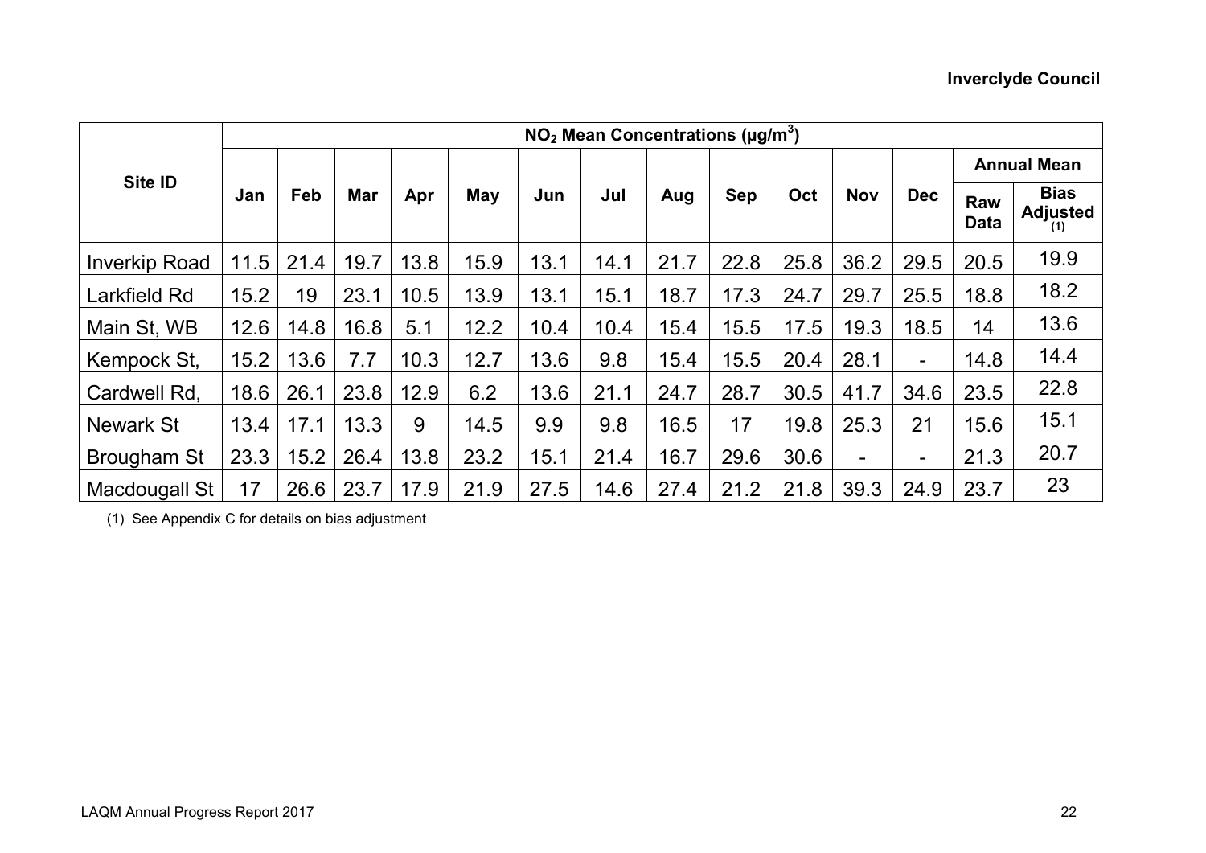| Site ID | $NO_2$ Mean Concentrations ($\mu g/m^3$) | | | | | | | | | | | | | |
|---|---|---|---|---|---|---|---|---|---|---|---|---|---|---|
| | Jan | Feb | Mar | Apr | May | Jun | Jul | Aug | Sep | Oct | Nov | Dec | Annual Mean | |
| | | | | | | | | | | | | | Raw Data | Bias Adjusted (1) |
| Inverkip Road | 11.5 | 21.4 | 19.7 | 13.8 | 15.9 | 13.1 | 14.1 | 21.7 | 22.8 | 25.8 | 36.2 | 29.5 | 20.5 | 19.9 |
| Larkfield Rd | 15.2 | 19 | 23.1 | 10.5 | 13.9 | 13.1 | 15.1 | 18.7 | 17.3 | 24.7 | 29.7 | 25.5 | 18.8 | 18.2 |
| Main St, WB | 12.6 | 14.8 | 16.8 | 5.1 | 12.2 | 10.4 | 10.4 | 15.4 | 15.5 | 17.5 | 19.3 | 18.5 | 14 | 13.6 |
| Kempock St, | 15.2 | 13.6 | 7.7 | 10.3 | 12.7 | 13.6 | 9.8 | 15.4 | 15.5 | 20.4 | 28.1 | - | 14.8 | 14.4 |
| Cardwell Rd, | 18.6 | 26.1 | 23.8 | 12.9 | 6.2 | 13.6 | 21.1 | 24.7 | 28.7 | 30.5 | 41.7 | 34.6 | 23.5 | 22.8 |
| Newark St | 13.4 | 17.1 | 13.3 | 9 | 14.5 | 9.9 | 9.8 | 16.5 | 17 | 19.8 | 25.3 | 21 | 15.6 | 15.1 |
| Brougham St | 23.3 | 15.2 | 26.4 | 13.8 | 23.2 | 15.1 | 21.4 | 16.7 | 29.6 | 30.6 | - | - | 21.3 | 20.7 |
| Macdougall St | 17 | 26.6 | 23.7 | 17.9 | 21.9 | 27.5 | 14.6 | 27.4 | 21.2 | 21.8 | 39.3 | 24.9 | 23.7 | 23 |

(1) See Appendix C for details on bias adjustment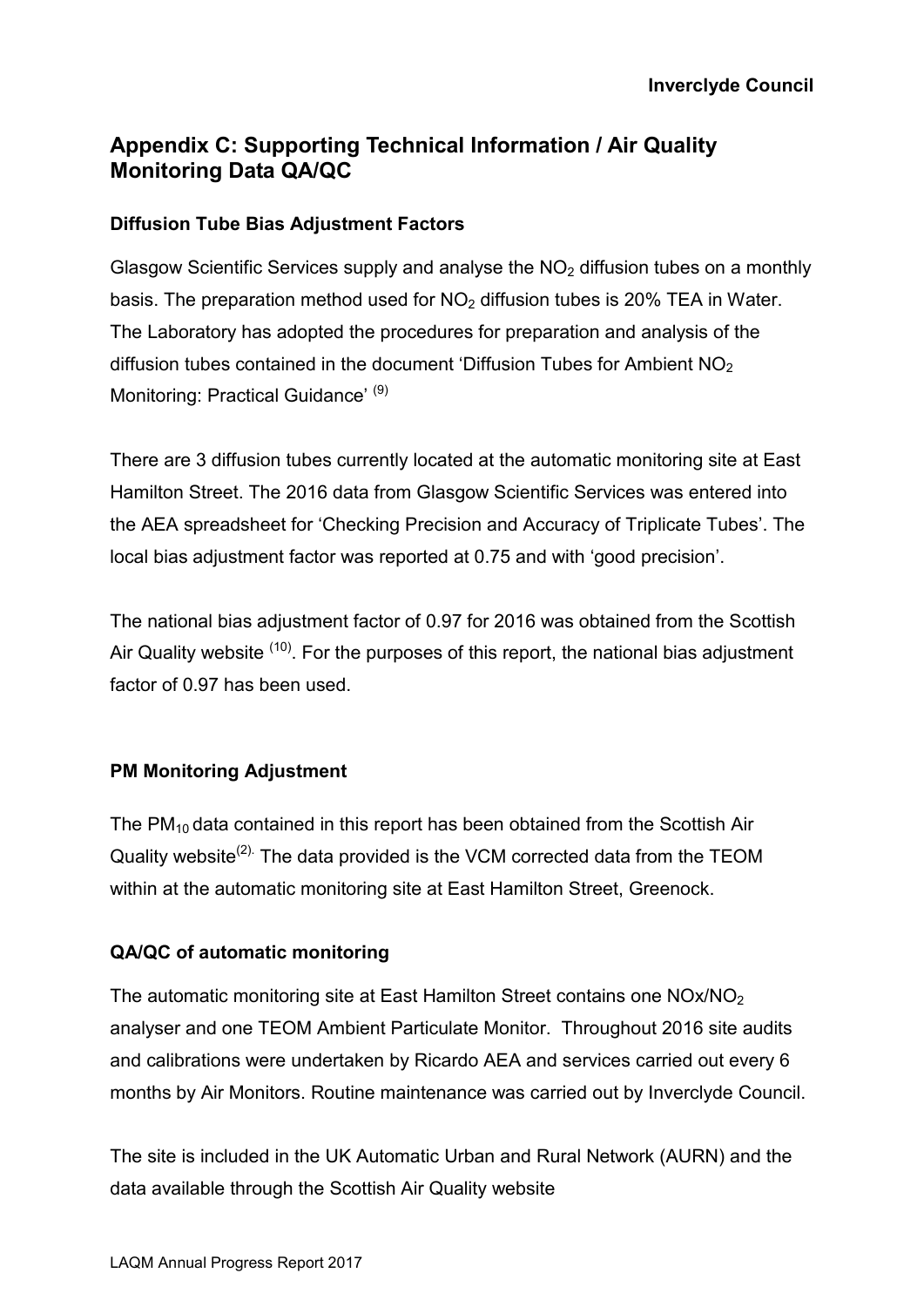# Appendix C: Supporting Technical Information / Air Quality Monitoring Data QA/QC

### Diffusion Tube Bias Adjustment Factors

Glasgow Scientific Services supply and analyse the $NO_2$ diffusion tubes on a monthly basis. The preparation method used for $NO_2$ diffusion tubes is 20% TEA in Water. The Laboratory has adopted the procedures for preparation and analysis of the diffusion tubes contained in the document 'Diffusion Tubes for Ambient $NO_2$ Monitoring: Practical Guidance' [(9)]

There are 3 diffusion tubes currently located at the automatic monitoring site at East Hamilton Street. The 2016 data from Glasgow Scientific Services was entered into the AEA spreadsheet for 'Checking Precision and Accuracy of Triplicate Tubes'. The local bias adjustment factor was reported at 0.75 and with 'good precision'.

The national bias adjustment factor of 0.97 for 2016 was obtained from the Scottish Air Quality website [(10)]. For the purposes of this report, the national bias adjustment factor of 0.97 has been used.

### PM Monitoring Adjustment

The $PM_{10}$ data contained in this report has been obtained from the Scottish Air Quality website[(2).] The data provided is the VCM corrected data from the TEOM within at the automatic monitoring site at East Hamilton Street, Greenock.

### QA/QC of automatic monitoring

The automatic monitoring site at East Hamilton Street contains one NOx/$NO_2$ analyser and one TEOM Ambient Particulate Monitor. Throughout 2016 site audits and calibrations were undertaken by Ricardo AEA and services carried out every 6 months by Air Monitors. Routine maintenance was carried out by Inverclyde Council.

The site is included in the UK Automatic Urban and Rural Network (AURN) and the data available through the Scottish Air Quality website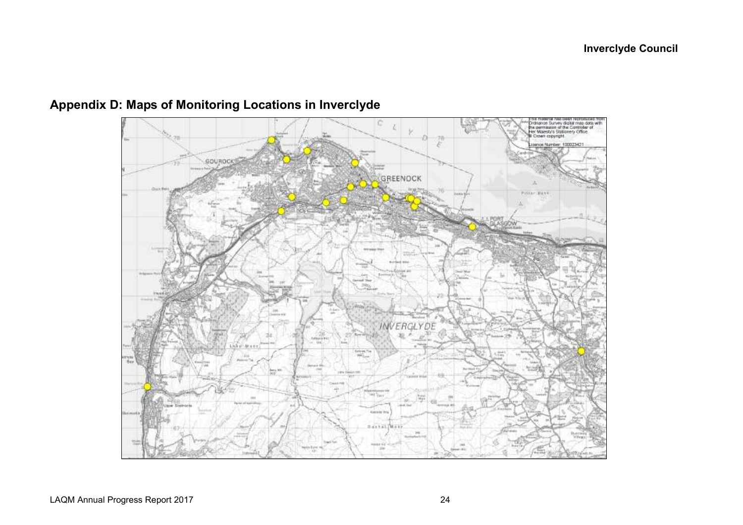## Appendix D: Maps of Monitoring Locations in Inverclyde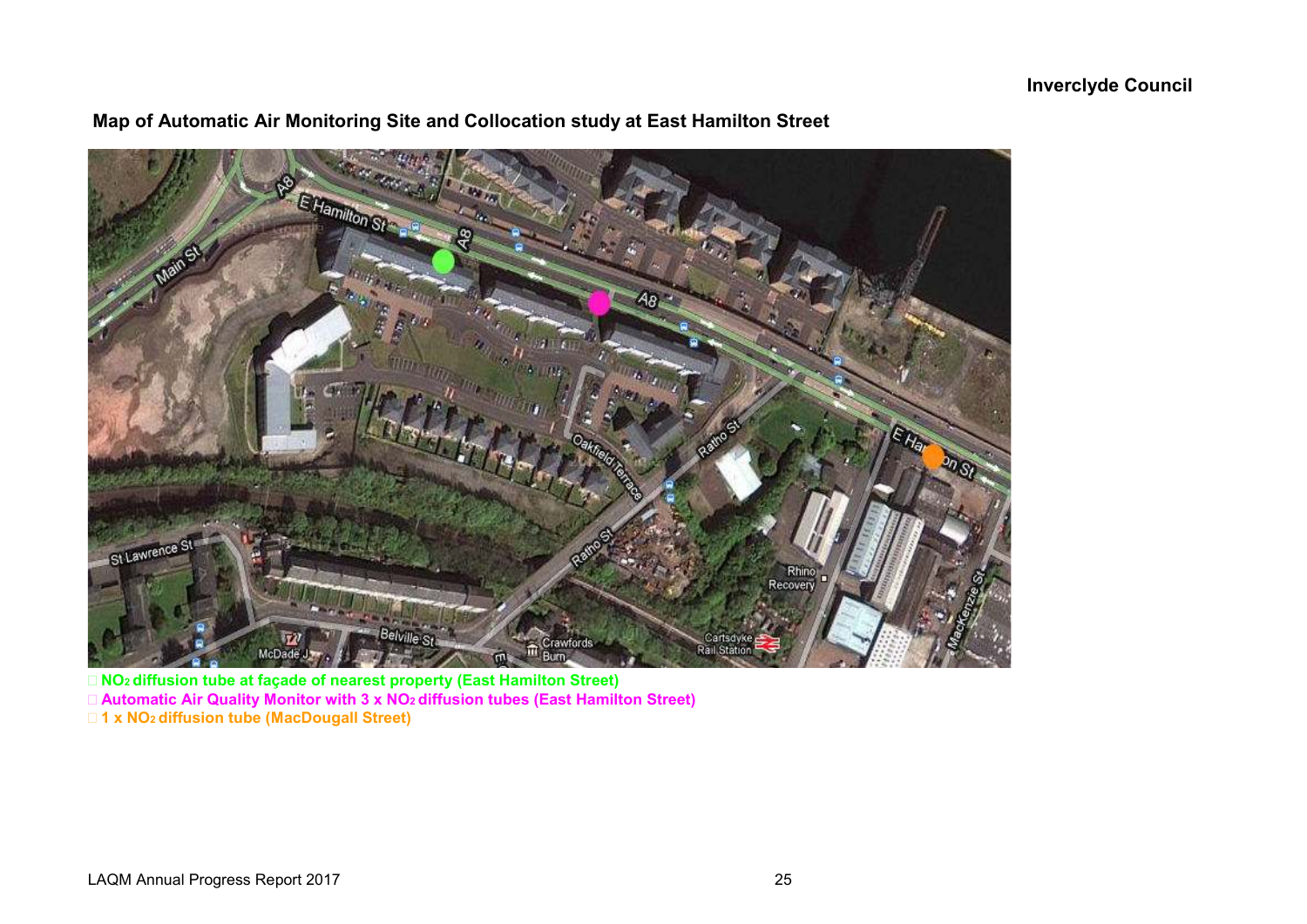## Map of Automatic Air Monitoring Site and Collocation study at East Hamilton Street

- $NO_2$ diffusion tube at façade of nearest property (East Hamilton Street)
- Automatic Air Quality Monitor with 3 x $NO_2$ diffusion tubes (East Hamilton Street)
- 1 x $NO_2$ diffusion tube (MacDougall Street)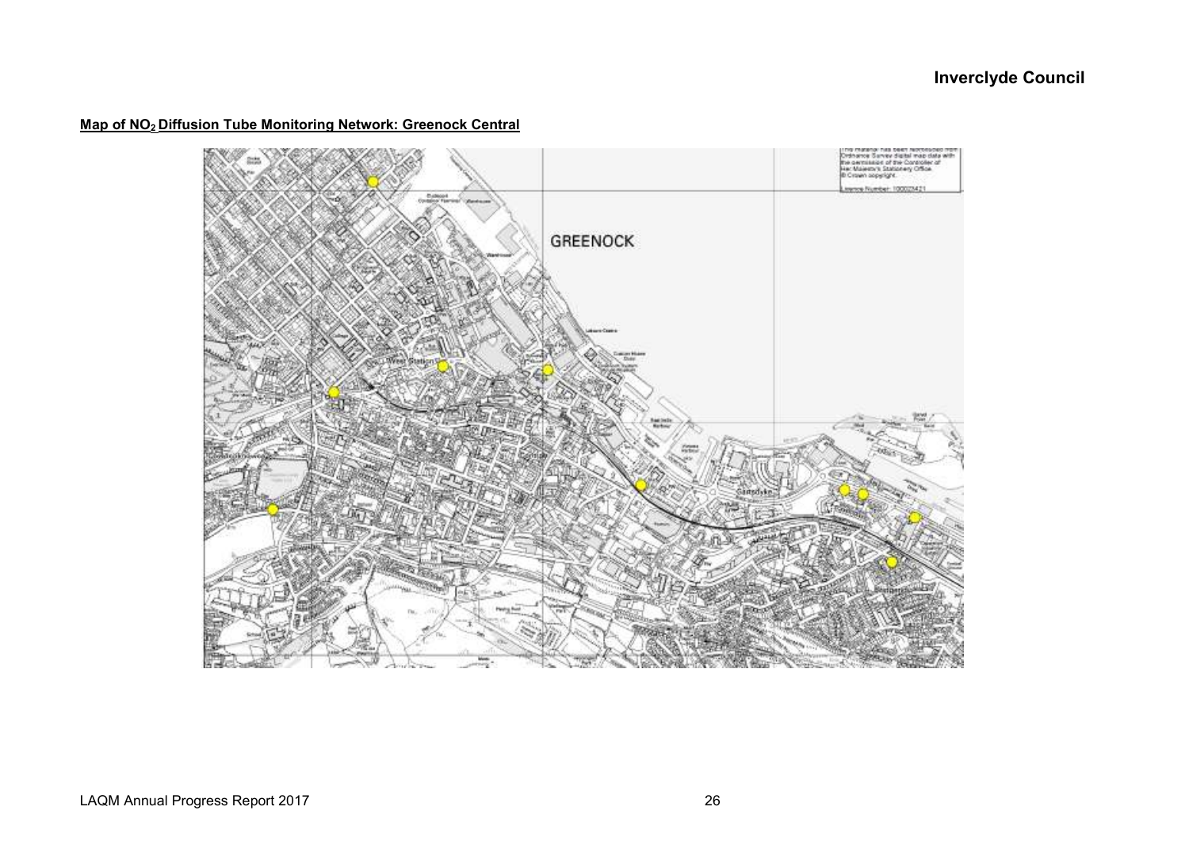**Map of $NO_2$ Diffusion Tube Monitoring Network: Greenock Central**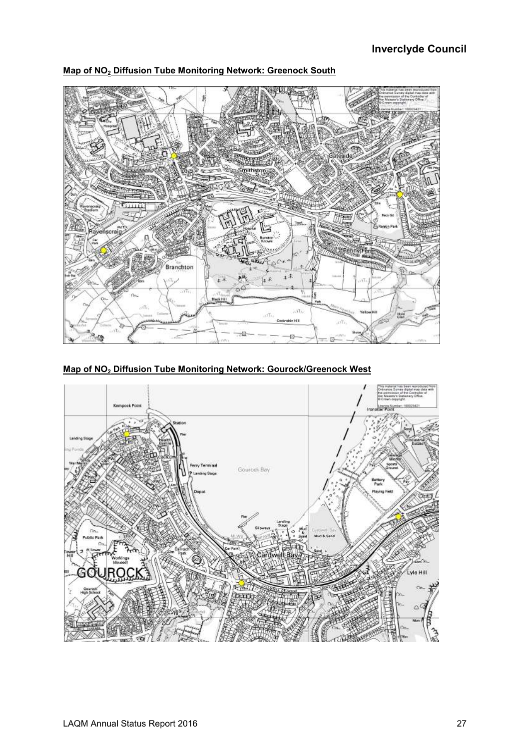**Map of $NO_2$ Diffusion Tube Monitoring Network: Greenock South**

**Map of $NO_2$ Diffusion Tube Monitoring Network: Gourock/Greenock West**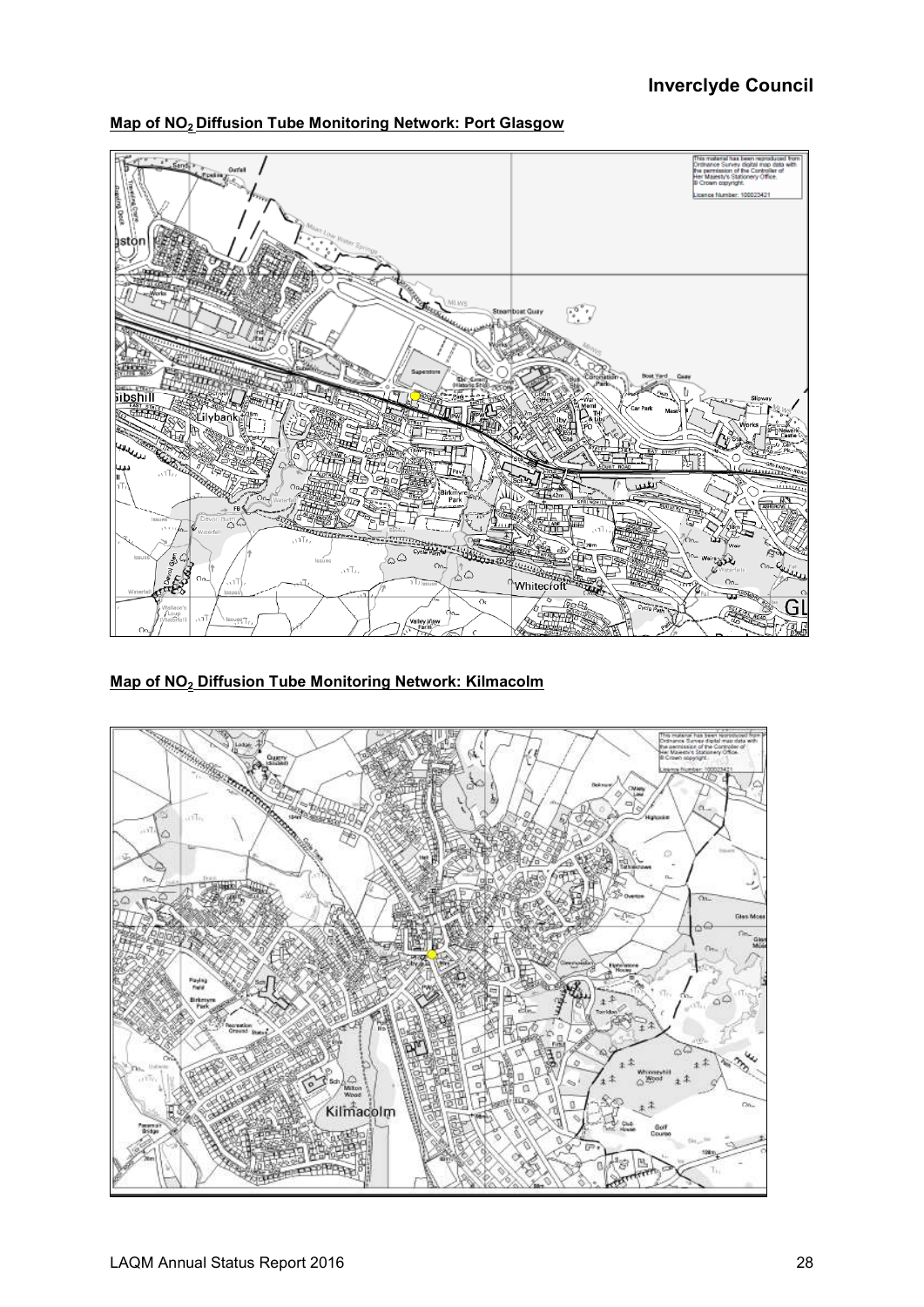**Map of $NO_2$ Diffusion Tube Monitoring Network: Port Glasgow**

**Map of $NO_2$ Diffusion Tube Monitoring Network: Kilmacolm**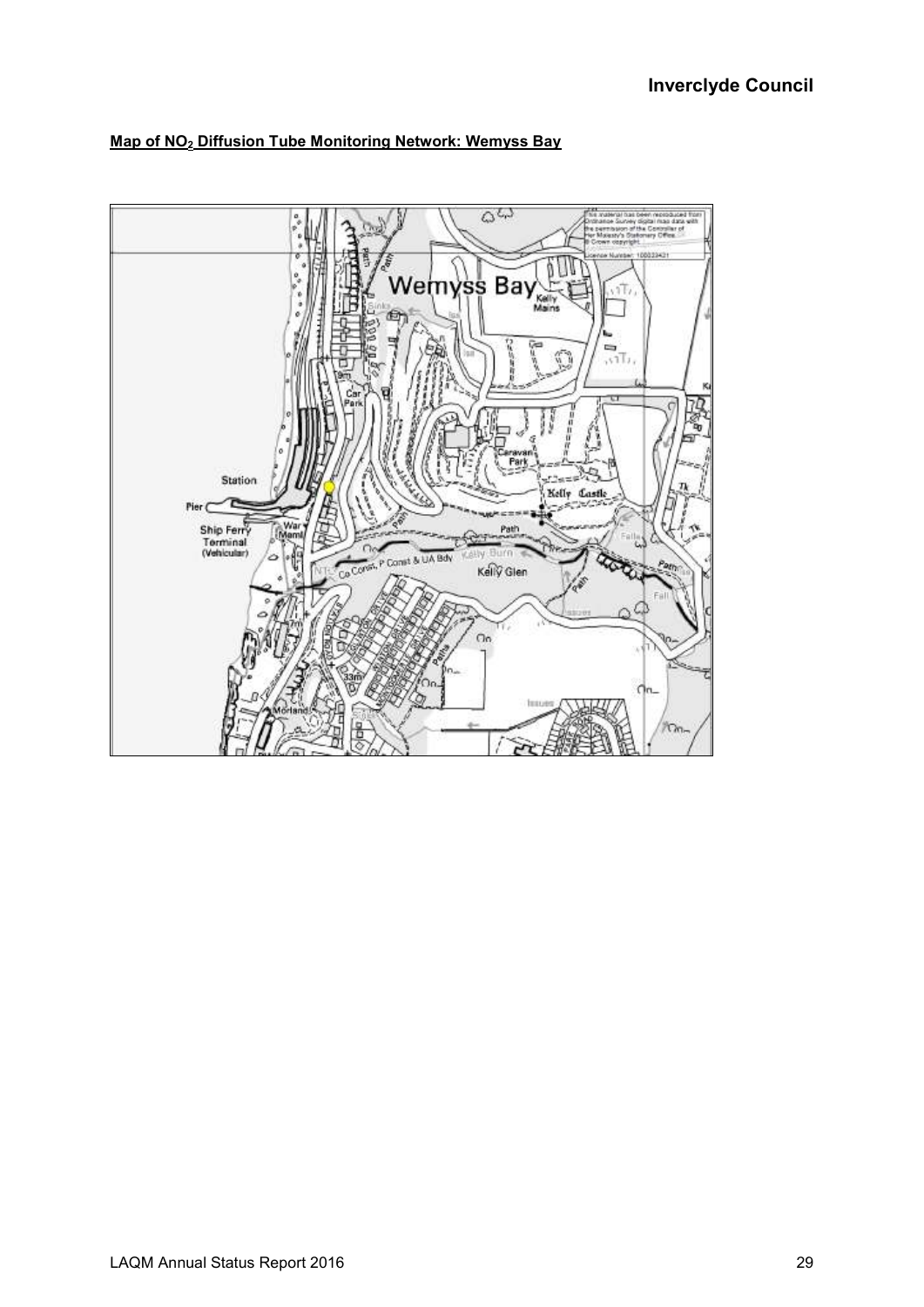**Map of $NO_2$ Diffusion Tube Monitoring Network: Wemyss Bay**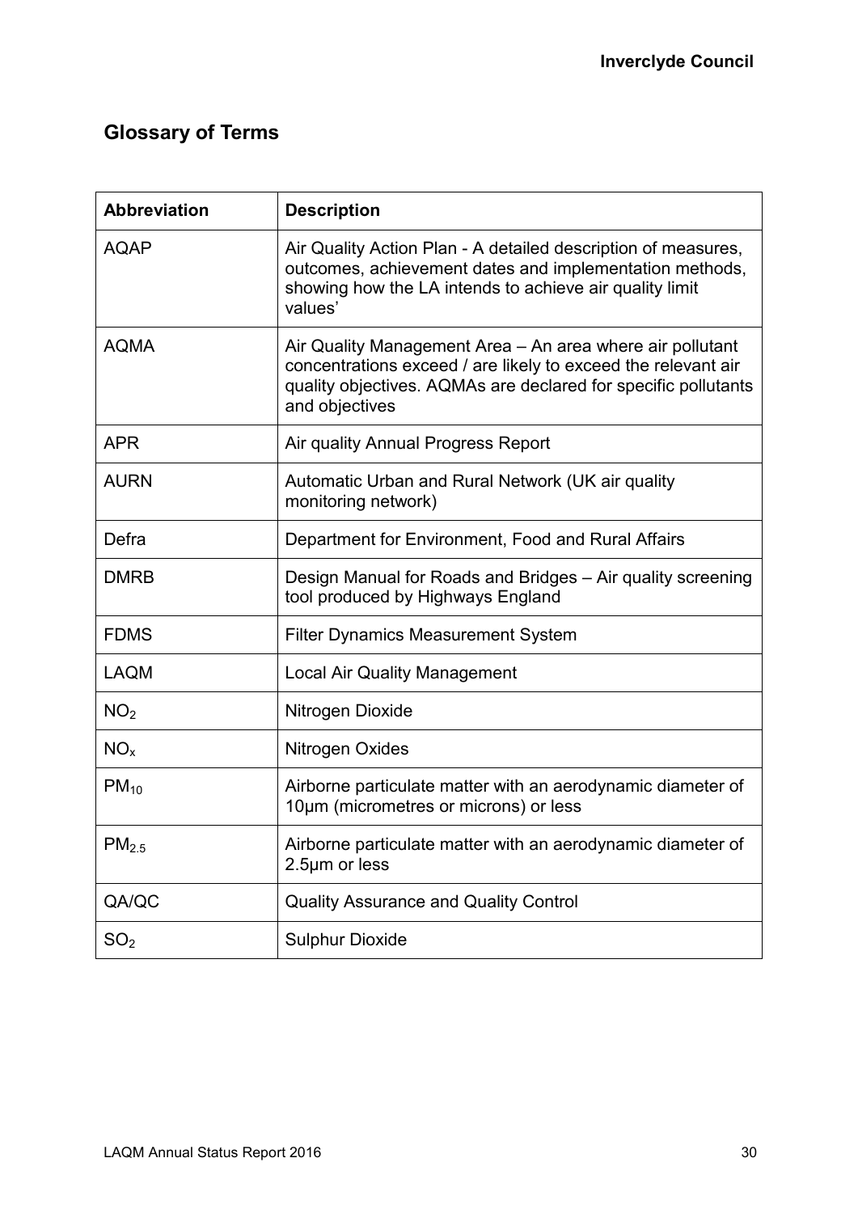## Glossary of Terms

| Abbreviation | Description |
|---|---|
| AQAP | Air Quality Action Plan - A detailed description of measures, outcomes, achievement dates and implementation methods, showing how the LA intends to achieve air quality limit values' |
| AQMA | Air Quality Management Area – An area where air pollutant concentrations exceed / are likely to exceed the relevant air quality objectives. AQMAs are declared for specific pollutants and objectives |
| APR | Air quality Annual Progress Report |
| AURN | Automatic Urban and Rural Network (UK air quality monitoring network) |
| Defra | Department for Environment, Food and Rural Affairs |
| DMRB | Design Manual for Roads and Bridges – Air quality screening tool produced by Highways England |
| FDMS | Filter Dynamics Measurement System |
| LAQM | Local Air Quality Management |
| $NO_2$ | Nitrogen Dioxide |
| $NO_x$ | Nitrogen Oxides |
| $PM_{10}$ | Airborne particulate matter with an aerodynamic diameter of 10µm (micrometres or microns) or less |
| $PM_{2.5}$ | Airborne particulate matter with an aerodynamic diameter of 2.5µm or less |
| QA/QC | Quality Assurance and Quality Control |
| $SO_2$ | Sulphur Dioxide |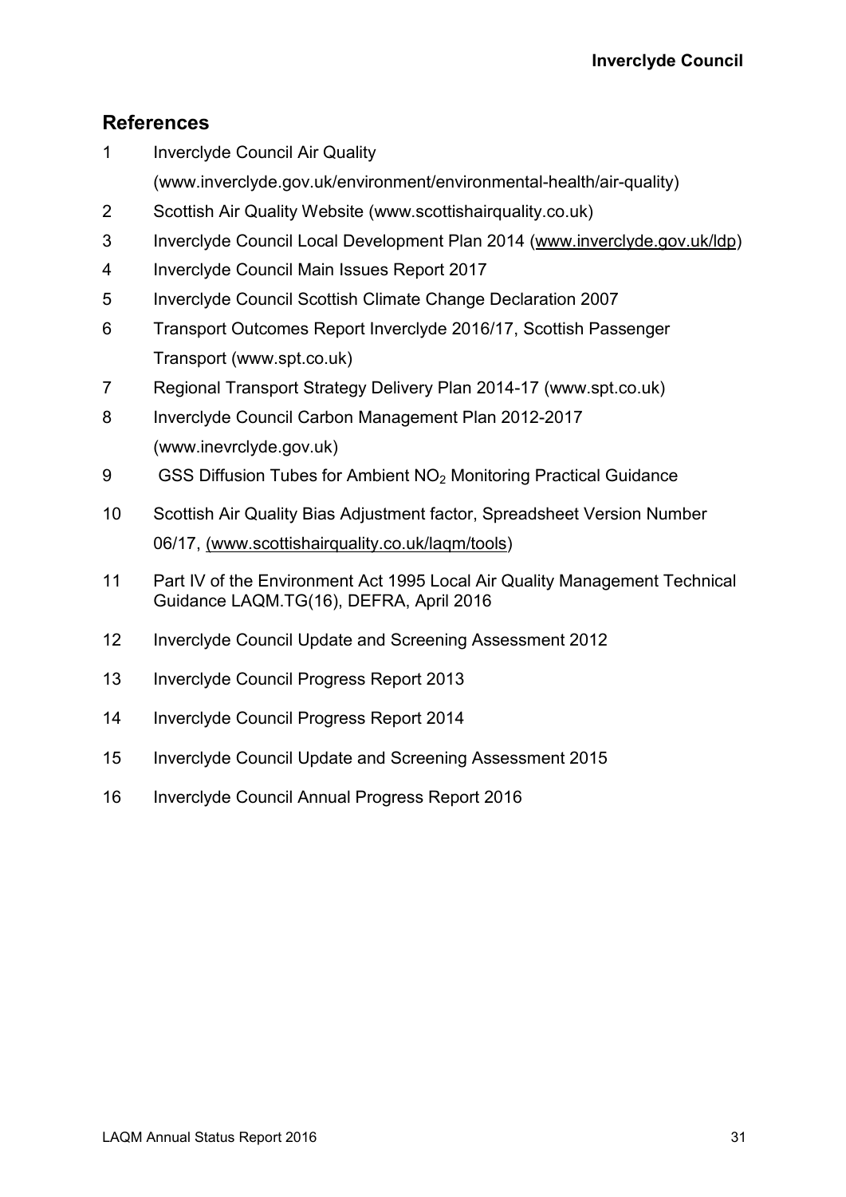## References

1. Inverclyde Council Air Quality (www.inverclyde.gov.uk/environment/environmental-health/air-quality)
2. Scottish Air Quality Website (www.scottishairquality.co.uk)
3. Inverclyde Council Local Development Plan 2014 (www.inverclyde.gov.uk/ldp)
4. Inverclyde Council Main Issues Report 2017
5. Inverclyde Council Scottish Climate Change Declaration 2007
6. Transport Outcomes Report Inverclyde 2016/17, Scottish Passenger Transport (www.spt.co.uk)
7. Regional Transport Strategy Delivery Plan 2014-17 (www.spt.co.uk)
8. Inverclyde Council Carbon Management Plan 2012-2017 (www.inevrclyde.gov.uk)
9. GSS Diffusion Tubes for Ambient $NO_2$ Monitoring Practical Guidance
10. Scottish Air Quality Bias Adjustment factor, Spreadsheet Version Number 06/17, (www.scottishairquality.co.uk/laqm/tools)
11. Part IV of the Environment Act 1995 Local Air Quality Management Technical Guidance LAQM.TG(16), DEFRA, April 2016
12. Inverclyde Council Update and Screening Assessment 2012
13. Inverclyde Council Progress Report 2013
14. Inverclyde Council Progress Report 2014
15. Inverclyde Council Update and Screening Assessment 2015
16. Inverclyde Council Annual Progress Report 2016